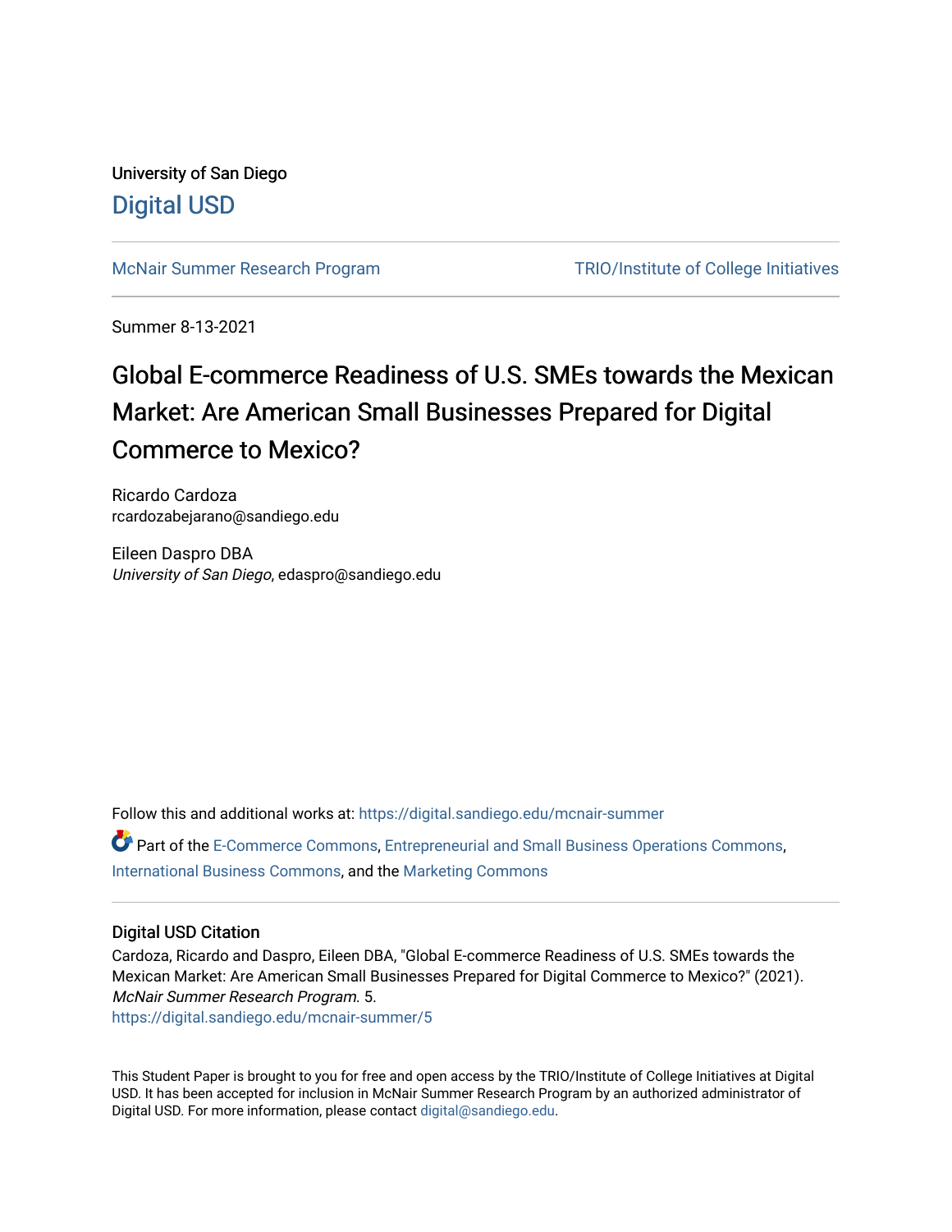University of San Diego

Digital USD

McNair Summer Research Program | TRIO/Institute of College Initiatives

Summer 8-13-2021

# Global E-commerce Readiness of U.S. SMEs towards the Mexican Market: Are American Small Businesses Prepared for Digital Commerce to Mexico?

Ricardo Cardoza
rcardozabejarano@sandiego.edu

Eileen Daspro DBA
*University of San Diego*, edaspro@sandiego.edu

Follow this and additional works at: https://digital.sandiego.edu/mcnair-summer

Part of the E-Commerce Commons, Entrepreneurial and Small Business Operations Commons, International Business Commons, and the Marketing Commons

## Digital USD Citation

Cardoza, Ricardo and Daspro, Eileen DBA, "Global E-commerce Readiness of U.S. SMEs towards the Mexican Market: Are American Small Businesses Prepared for Digital Commerce to Mexico?" (2021). *McNair Summer Research Program*. 5.
https://digital.sandiego.edu/mcnair-summer/5

This Student Paper is brought to you for free and open access by the TRIO/Institute of College Initiatives at Digital USD. It has been accepted for inclusion in McNair Summer Research Program by an authorized administrator of Digital USD. For more information, please contact digital@sandiego.edu.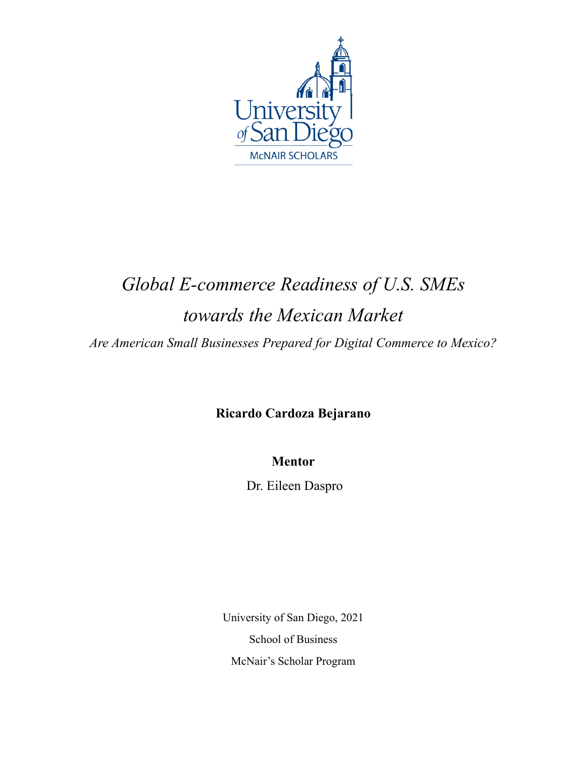University of San Diego

McNAIR SCHOLARS

# *Global E-commerce Readiness of U.S. SMEs towards the Mexican Market*

*Are American Small Businesses Prepared for Digital Commerce to Mexico?*

**Ricardo Cardoza Bejarano**

**Mentor**

Dr. Eileen Daspro

University of San Diego, 2021

School of Business

McNair's Scholar Program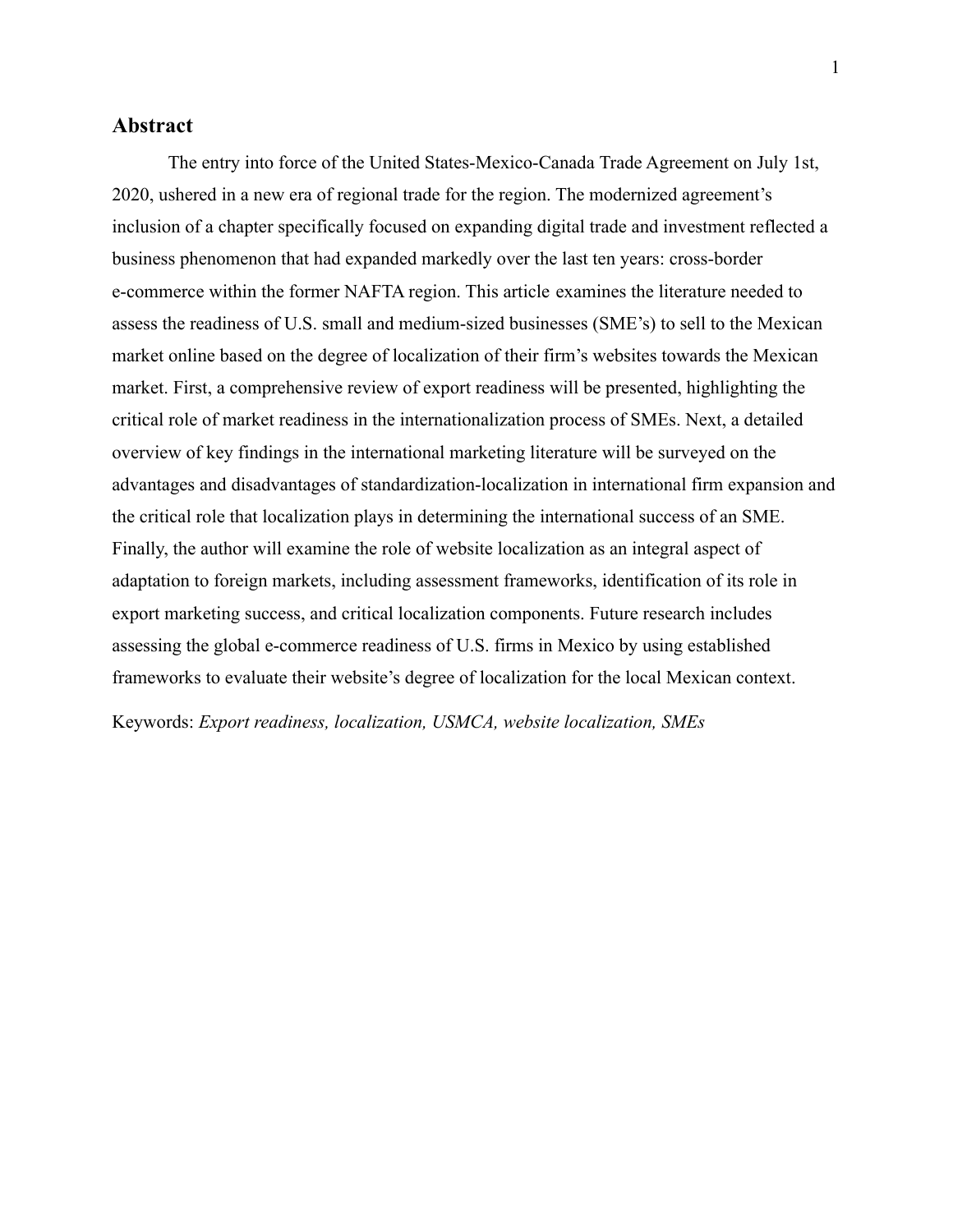## Abstract

The entry into force of the United States-Mexico-Canada Trade Agreement on July 1st, 2020, ushered in a new era of regional trade for the region. The modernized agreement's inclusion of a chapter specifically focused on expanding digital trade and investment reflected a business phenomenon that had expanded markedly over the last ten years: cross-border e-commerce within the former NAFTA region. This article examines the literature needed to assess the readiness of U.S. small and medium-sized businesses (SME's) to sell to the Mexican market online based on the degree of localization of their firm's websites towards the Mexican market. First, a comprehensive review of export readiness will be presented, highlighting the critical role of market readiness in the internationalization process of SMEs. Next, a detailed overview of key findings in the international marketing literature will be surveyed on the advantages and disadvantages of standardization-localization in international firm expansion and the critical role that localization plays in determining the international success of an SME. Finally, the author will examine the role of website localization as an integral aspect of adaptation to foreign markets, including assessment frameworks, identification of its role in export marketing success, and critical localization components. Future research includes assessing the global e-commerce readiness of U.S. firms in Mexico by using established frameworks to evaluate their website's degree of localization for the local Mexican context.

Keywords: *Export readiness, localization, USMCA, website localization, SMEs*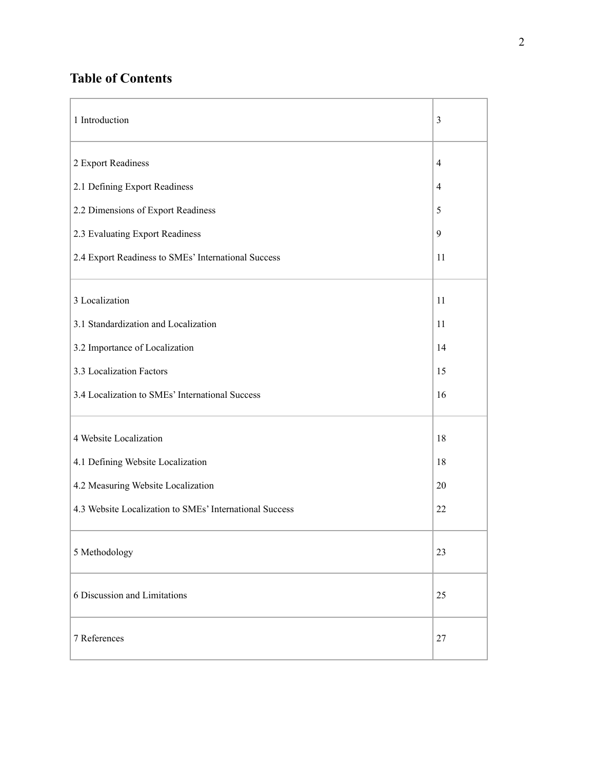## Table of Contents

| | |
|---|---|
| 1 Introduction | 3 |
| 2 Export Readiness | 4 |
| 2.1 Defining Export Readiness | 4 |
| 2.2 Dimensions of Export Readiness | 5 |
| 2.3 Evaluating Export Readiness | 9 |
| 2.4 Export Readiness to SMEs' International Success | 11 |
| 3 Localization | 11 |
| 3.1 Standardization and Localization | 11 |
| 3.2 Importance of Localization | 14 |
| 3.3 Localization Factors | 15 |
| 3.4 Localization to SMEs' International Success | 16 |
| 4 Website Localization | 18 |
| 4.1 Defining Website Localization | 18 |
| 4.2 Measuring Website Localization | 20 |
| 4.3 Website Localization to SMEs' International Success | 22 |
| 5 Methodology | 23 |
| 6 Discussion and Limitations | 25 |
| 7 References | 27 |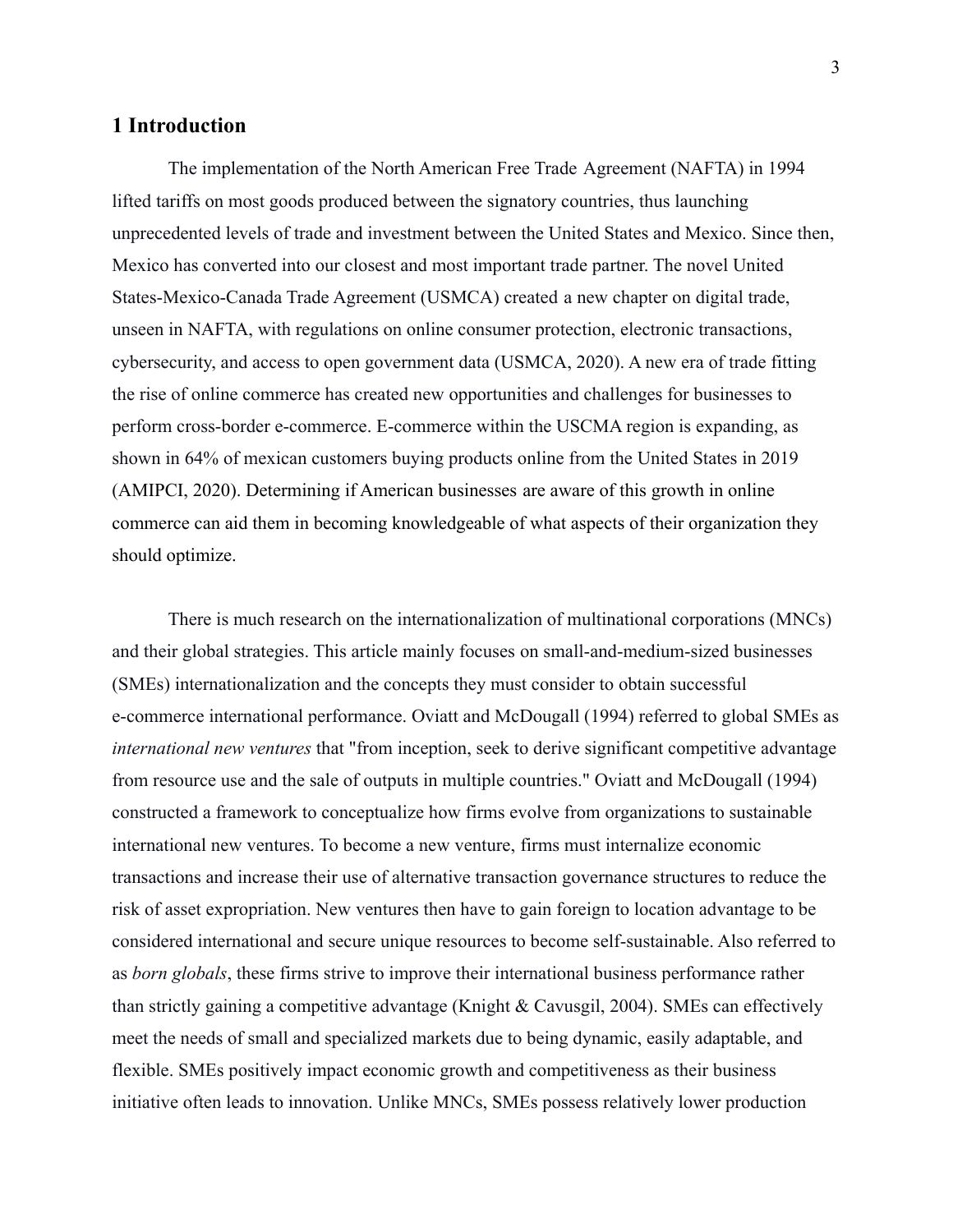## 1 Introduction

The implementation of the North American Free Trade Agreement (NAFTA) in 1994 lifted tariffs on most goods produced between the signatory countries, thus launching unprecedented levels of trade and investment between the United States and Mexico. Since then, Mexico has converted into our closest and most important trade partner. The novel United States-Mexico-Canada Trade Agreement (USMCA) created a new chapter on digital trade, unseen in NAFTA, with regulations on online consumer protection, electronic transactions, cybersecurity, and access to open government data (USMCA, 2020). A new era of trade fitting the rise of online commerce has created new opportunities and challenges for businesses to perform cross-border e-commerce. E-commerce within the USCMA region is expanding, as shown in 64% of mexican customers buying products online from the United States in 2019 (AMIPCI, 2020). Determining if American businesses are aware of this growth in online commerce can aid them in becoming knowledgeable of what aspects of their organization they should optimize.

There is much research on the internationalization of multinational corporations (MNCs) and their global strategies. This article mainly focuses on small-and-medium-sized businesses (SMEs) internationalization and the concepts they must consider to obtain successful e-commerce international performance. Oviatt and McDougall (1994) referred to global SMEs as *international new ventures* that "from inception, seek to derive significant competitive advantage from resource use and the sale of outputs in multiple countries." Oviatt and McDougall (1994) constructed a framework to conceptualize how firms evolve from organizations to sustainable international new ventures. To become a new venture, firms must internalize economic transactions and increase their use of alternative transaction governance structures to reduce the risk of asset expropriation. New ventures then have to gain foreign to location advantage to be considered international and secure unique resources to become self-sustainable. Also referred to as *born globals*, these firms strive to improve their international business performance rather than strictly gaining a competitive advantage (Knight & Cavusgil, 2004). SMEs can effectively meet the needs of small and specialized markets due to being dynamic, easily adaptable, and flexible. SMEs positively impact economic growth and competitiveness as their business initiative often leads to innovation. Unlike MNCs, SMEs possess relatively lower production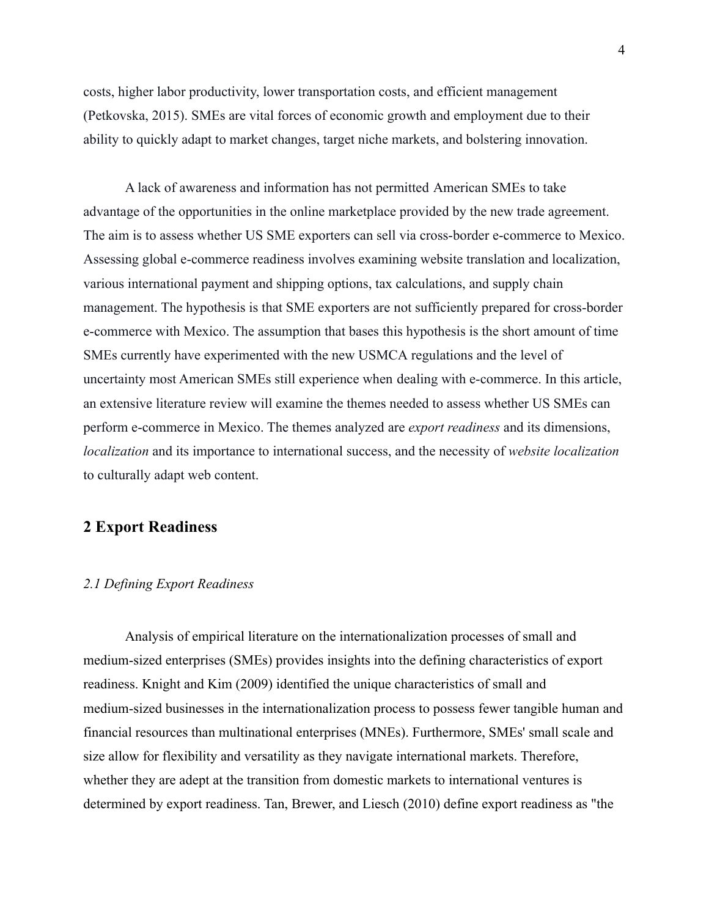costs, higher labor productivity, lower transportation costs, and efficient management (Petkovska, 2015). SMEs are vital forces of economic growth and employment due to their ability to quickly adapt to market changes, target niche markets, and bolstering innovation.

A lack of awareness and information has not permitted American SMEs to take advantage of the opportunities in the online marketplace provided by the new trade agreement. The aim is to assess whether US SME exporters can sell via cross-border e-commerce to Mexico. Assessing global e-commerce readiness involves examining website translation and localization, various international payment and shipping options, tax calculations, and supply chain management. The hypothesis is that SME exporters are not sufficiently prepared for cross-border e-commerce with Mexico. The assumption that bases this hypothesis is the short amount of time SMEs currently have experimented with the new USMCA regulations and the level of uncertainty most American SMEs still experience when dealing with e-commerce. In this article, an extensive literature review will examine the themes needed to assess whether US SMEs can perform e-commerce in Mexico. The themes analyzed are *export readiness* and its dimensions, *localization* and its importance to international success, and the necessity of *website localization* to culturally adapt web content.

## 2 Export Readiness

### *2.1 Defining Export Readiness*

Analysis of empirical literature on the internationalization processes of small and medium-sized enterprises (SMEs) provides insights into the defining characteristics of export readiness. Knight and Kim (2009) identified the unique characteristics of small and medium-sized businesses in the internationalization process to possess fewer tangible human and financial resources than multinational enterprises (MNEs). Furthermore, SMEs' small scale and size allow for flexibility and versatility as they navigate international markets. Therefore, whether they are adept at the transition from domestic markets to international ventures is determined by export readiness. Tan, Brewer, and Liesch (2010) define export readiness as "the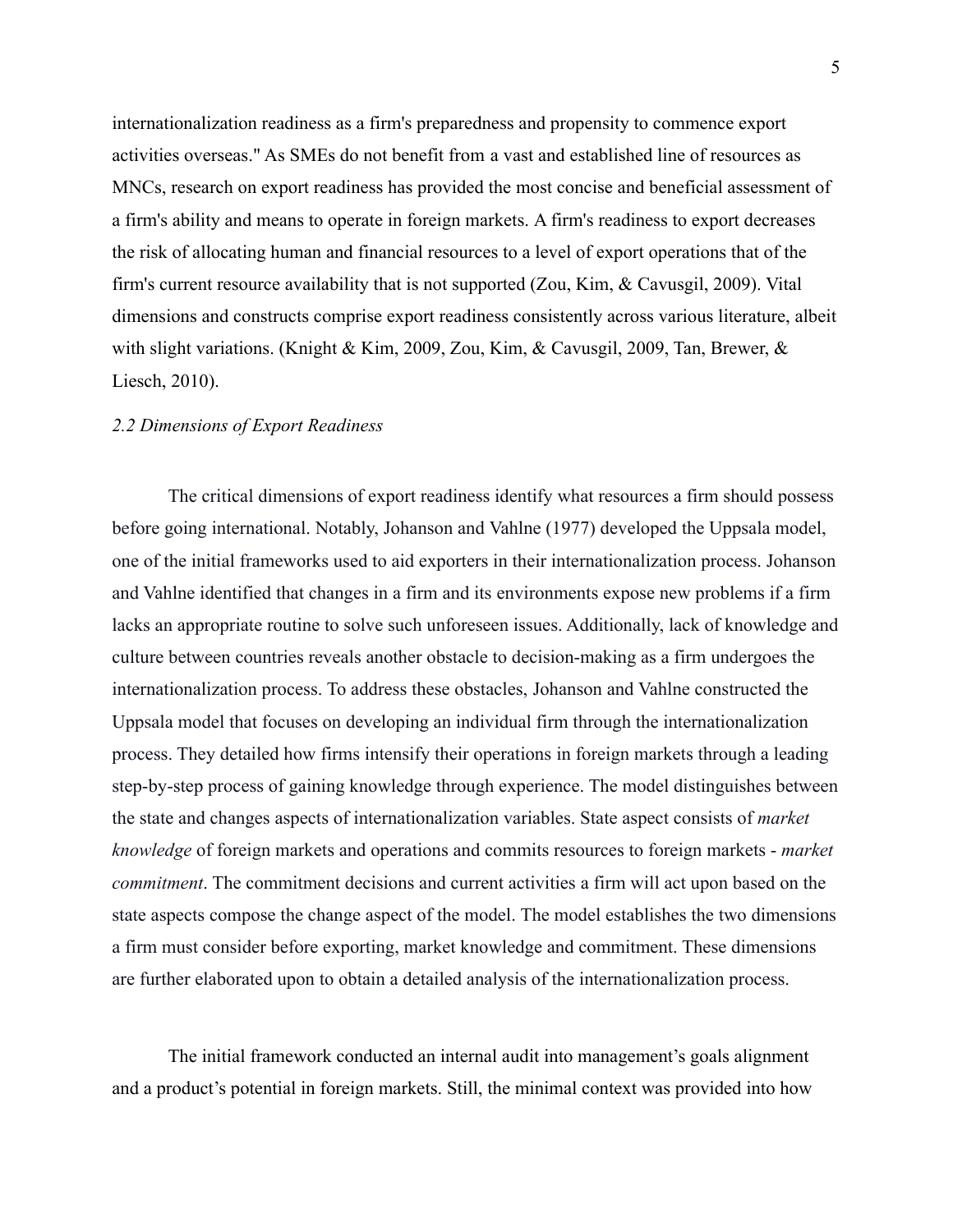internationalization readiness as a firm's preparedness and propensity to commence export activities overseas." As SMEs do not benefit from a vast and established line of resources as MNCs, research on export readiness has provided the most concise and beneficial assessment of a firm's ability and means to operate in foreign markets. A firm's readiness to export decreases the risk of allocating human and financial resources to a level of export operations that of the firm's current resource availability that is not supported (Zou, Kim, & Cavusgil, 2009). Vital dimensions and constructs comprise export readiness consistently across various literature, albeit with slight variations. (Knight & Kim, 2009, Zou, Kim, & Cavusgil, 2009, Tan, Brewer, & Liesch, 2010).

### *2.2 Dimensions of Export Readiness*

The critical dimensions of export readiness identify what resources a firm should possess before going international. Notably, Johanson and Vahlne (1977) developed the Uppsala model, one of the initial frameworks used to aid exporters in their internationalization process. Johanson and Vahlne identified that changes in a firm and its environments expose new problems if a firm lacks an appropriate routine to solve such unforeseen issues. Additionally, lack of knowledge and culture between countries reveals another obstacle to decision-making as a firm undergoes the internationalization process. To address these obstacles, Johanson and Vahlne constructed the Uppsala model that focuses on developing an individual firm through the internationalization process. They detailed how firms intensify their operations in foreign markets through a leading step-by-step process of gaining knowledge through experience. The model distinguishes between the state and changes aspects of internationalization variables. State aspect consists of *market knowledge* of foreign markets and operations and commits resources to foreign markets - *market commitment*. The commitment decisions and current activities a firm will act upon based on the state aspects compose the change aspect of the model. The model establishes the two dimensions a firm must consider before exporting, market knowledge and commitment. These dimensions are further elaborated upon to obtain a detailed analysis of the internationalization process.

The initial framework conducted an internal audit into management's goals alignment and a product's potential in foreign markets. Still, the minimal context was provided into how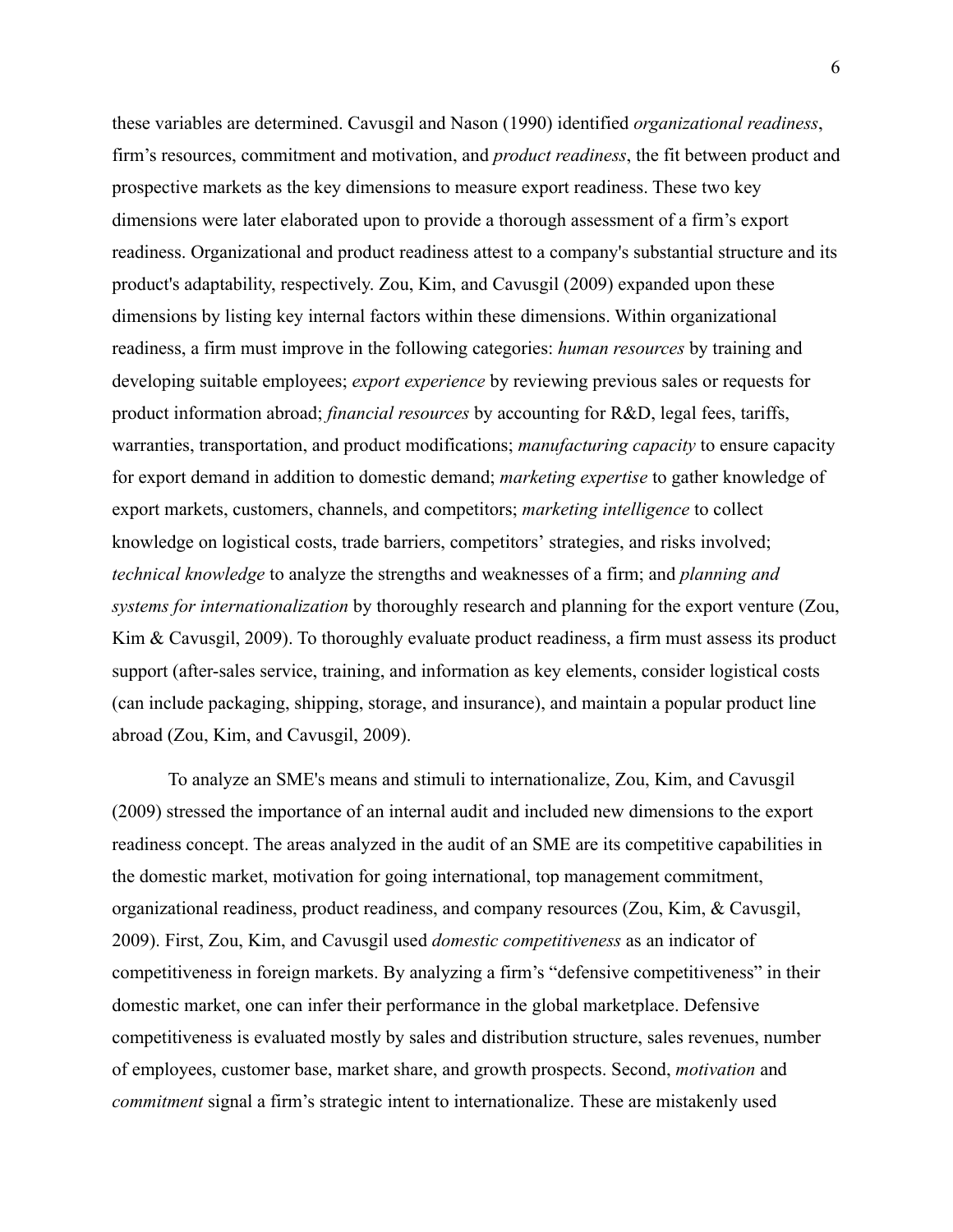these variables are determined. Cavusgil and Nason (1990) identified *organizational readiness*, firm's resources, commitment and motivation, and *product readiness*, the fit between product and prospective markets as the key dimensions to measure export readiness. These two key dimensions were later elaborated upon to provide a thorough assessment of a firm's export readiness. Organizational and product readiness attest to a company's substantial structure and its product's adaptability, respectively. Zou, Kim, and Cavusgil (2009) expanded upon these dimensions by listing key internal factors within these dimensions. Within organizational readiness, a firm must improve in the following categories: *human resources* by training and developing suitable employees; *export experience* by reviewing previous sales or requests for product information abroad; *financial resources* by accounting for R&D, legal fees, tariffs, warranties, transportation, and product modifications; *manufacturing capacity* to ensure capacity for export demand in addition to domestic demand; *marketing expertise* to gather knowledge of export markets, customers, channels, and competitors; *marketing intelligence* to collect knowledge on logistical costs, trade barriers, competitors' strategies, and risks involved; *technical knowledge* to analyze the strengths and weaknesses of a firm; and *planning and systems for internationalization* by thoroughly research and planning for the export venture (Zou, Kim & Cavusgil, 2009). To thoroughly evaluate product readiness, a firm must assess its product support (after-sales service, training, and information as key elements, consider logistical costs (can include packaging, shipping, storage, and insurance), and maintain a popular product line abroad (Zou, Kim, and Cavusgil, 2009).

To analyze an SME's means and stimuli to internationalize, Zou, Kim, and Cavusgil (2009) stressed the importance of an internal audit and included new dimensions to the export readiness concept. The areas analyzed in the audit of an SME are its competitive capabilities in the domestic market, motivation for going international, top management commitment, organizational readiness, product readiness, and company resources (Zou, Kim, & Cavusgil, 2009). First, Zou, Kim, and Cavusgil used *domestic competitiveness* as an indicator of competitiveness in foreign markets. By analyzing a firm's "defensive competitiveness" in their domestic market, one can infer their performance in the global marketplace. Defensive competitiveness is evaluated mostly by sales and distribution structure, sales revenues, number of employees, customer base, market share, and growth prospects. Second, *motivation* and *commitment* signal a firm's strategic intent to internationalize. These are mistakenly used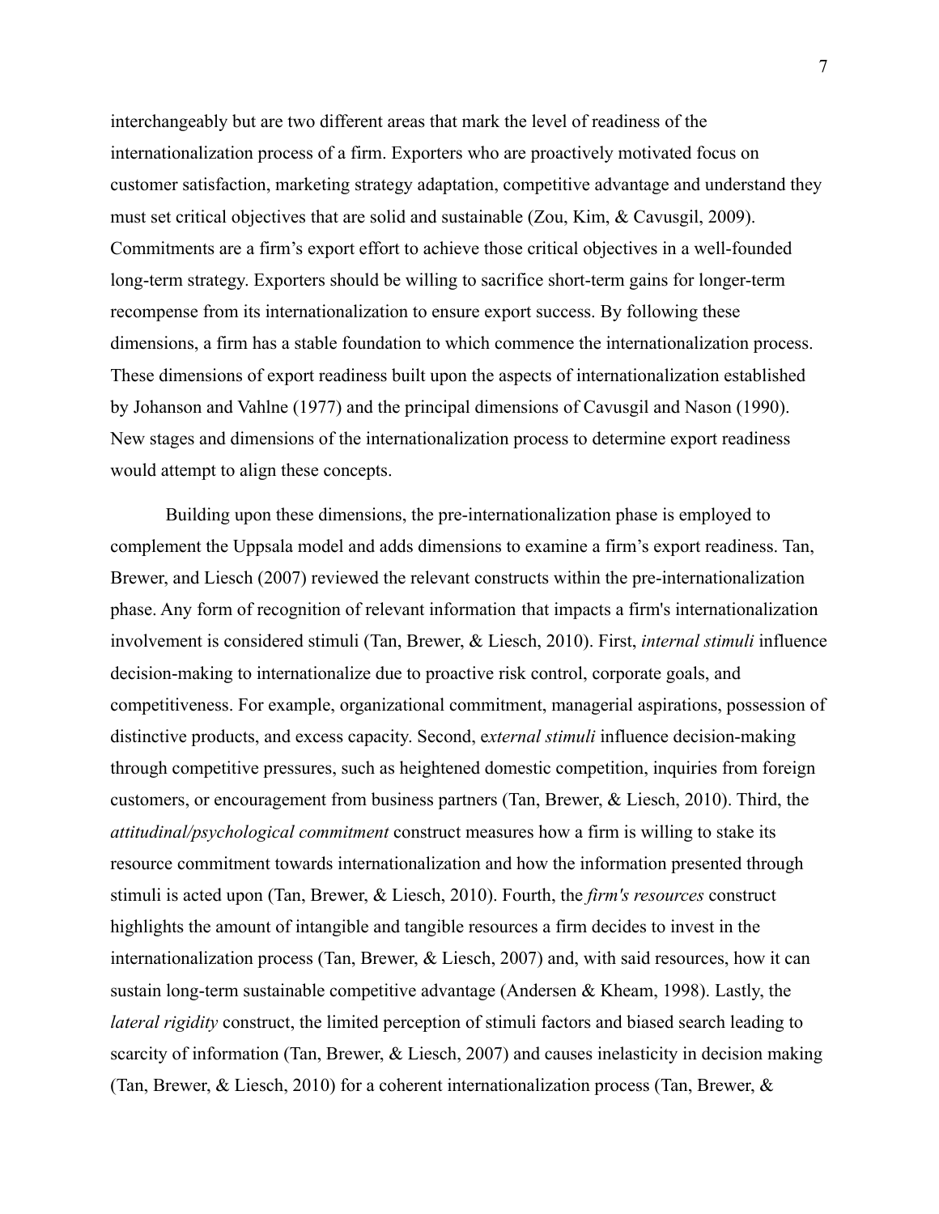interchangeably but are two different areas that mark the level of readiness of the internationalization process of a firm. Exporters who are proactively motivated focus on customer satisfaction, marketing strategy adaptation, competitive advantage and understand they must set critical objectives that are solid and sustainable (Zou, Kim, & Cavusgil, 2009). Commitments are a firm's export effort to achieve those critical objectives in a well-founded long-term strategy. Exporters should be willing to sacrifice short-term gains for longer-term recompense from its internationalization to ensure export success. By following these dimensions, a firm has a stable foundation to which commence the internationalization process. These dimensions of export readiness built upon the aspects of internationalization established by Johanson and Vahlne (1977) and the principal dimensions of Cavusgil and Nason (1990). New stages and dimensions of the internationalization process to determine export readiness would attempt to align these concepts.

Building upon these dimensions, the pre-internationalization phase is employed to complement the Uppsala model and adds dimensions to examine a firm's export readiness. Tan, Brewer, and Liesch (2007) reviewed the relevant constructs within the pre-internationalization phase. Any form of recognition of relevant information that impacts a firm's internationalization involvement is considered stimuli (Tan, Brewer, & Liesch, 2010). First, *internal stimuli* influence decision-making to internationalize due to proactive risk control, corporate goals, and competitiveness. For example, organizational commitment, managerial aspirations, possession of distinctive products, and excess capacity. Second, e*xternal stimuli* influence decision-making through competitive pressures, such as heightened domestic competition, inquiries from foreign customers, or encouragement from business partners (Tan, Brewer, & Liesch, 2010). Third, the *attitudinal/psychological commitment* construct measures how a firm is willing to stake its resource commitment towards internationalization and how the information presented through stimuli is acted upon (Tan, Brewer, & Liesch, 2010). Fourth, the *firm's resources* construct highlights the amount of intangible and tangible resources a firm decides to invest in the internationalization process (Tan, Brewer, & Liesch, 2007) and, with said resources, how it can sustain long-term sustainable competitive advantage (Andersen & Kheam, 1998). Lastly, the *lateral rigidity* construct, the limited perception of stimuli factors and biased search leading to scarcity of information (Tan, Brewer, & Liesch, 2007) and causes inelasticity in decision making (Tan, Brewer, & Liesch, 2010) for a coherent internationalization process (Tan, Brewer, &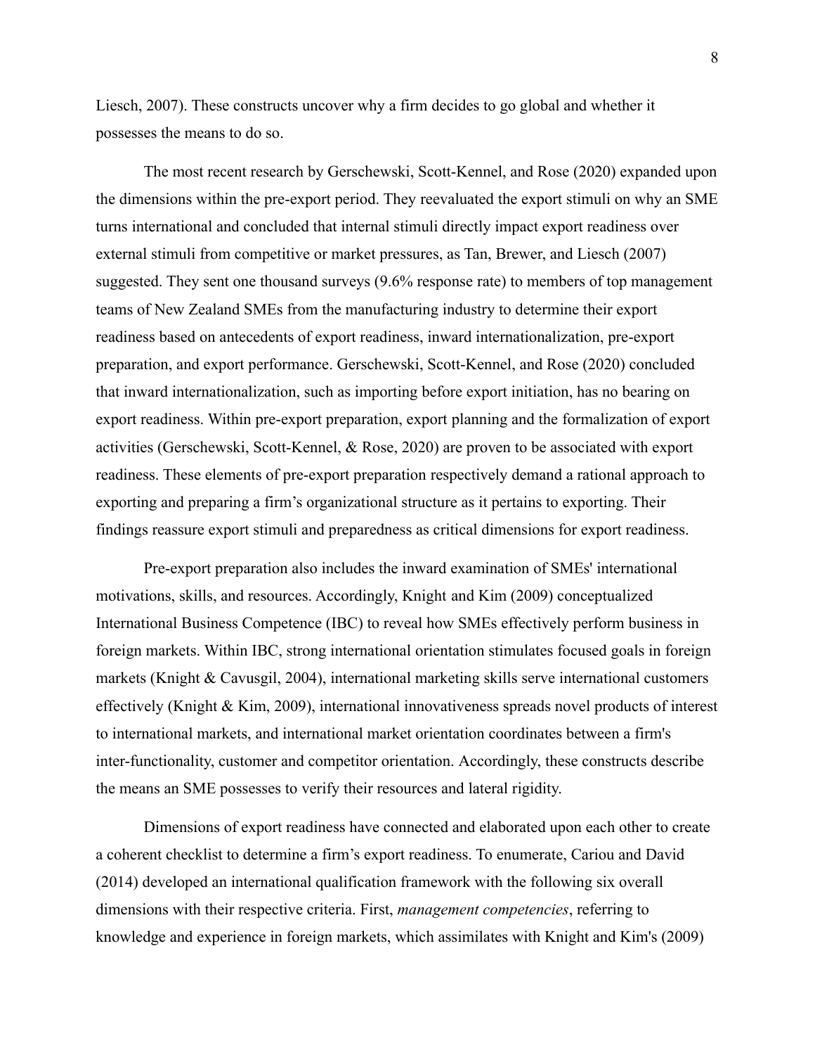Liesch, 2007). These constructs uncover why a firm decides to go global and whether it possesses the means to do so.

The most recent research by Gerschewski, Scott-Kennel, and Rose (2020) expanded upon the dimensions within the pre-export period. They reevaluated the export stimuli on why an SME turns international and concluded that internal stimuli directly impact export readiness over external stimuli from competitive or market pressures, as Tan, Brewer, and Liesch (2007) suggested. They sent one thousand surveys (9.6% response rate) to members of top management teams of New Zealand SMEs from the manufacturing industry to determine their export readiness based on antecedents of export readiness, inward internationalization, pre-export preparation, and export performance. Gerschewski, Scott-Kennel, and Rose (2020) concluded that inward internationalization, such as importing before export initiation, has no bearing on export readiness. Within pre-export preparation, export planning and the formalization of export activities (Gerschewski, Scott-Kennel, & Rose, 2020) are proven to be associated with export readiness. These elements of pre-export preparation respectively demand a rational approach to exporting and preparing a firm's organizational structure as it pertains to exporting. Their findings reassure export stimuli and preparedness as critical dimensions for export readiness.

Pre-export preparation also includes the inward examination of SMEs' international motivations, skills, and resources. Accordingly, Knight and Kim (2009) conceptualized International Business Competence (IBC) to reveal how SMEs effectively perform business in foreign markets. Within IBC, strong international orientation stimulates focused goals in foreign markets (Knight & Cavusgil, 2004), international marketing skills serve international customers effectively (Knight & Kim, 2009), international innovativeness spreads novel products of interest to international markets, and international market orientation coordinates between a firm's inter-functionality, customer and competitor orientation. Accordingly, these constructs describe the means an SME possesses to verify their resources and lateral rigidity.

Dimensions of export readiness have connected and elaborated upon each other to create a coherent checklist to determine a firm's export readiness. To enumerate, Cariou and David (2014) developed an international qualification framework with the following six overall dimensions with their respective criteria. First, *management competencies*, referring to knowledge and experience in foreign markets, which assimilates with Knight and Kim's (2009)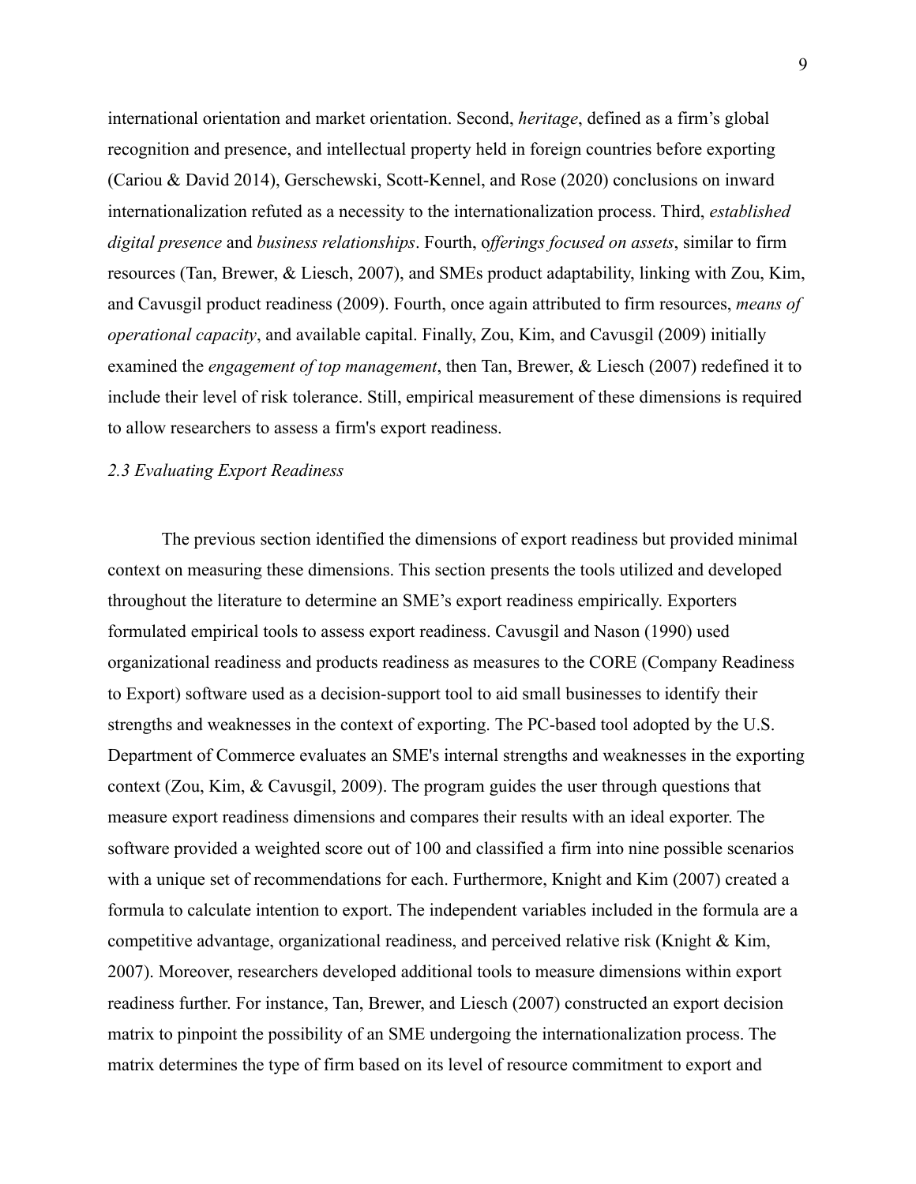international orientation and market orientation. Second, *heritage*, defined as a firm's global recognition and presence, and intellectual property held in foreign countries before exporting (Cariou & David 2014), Gerschewski, Scott-Kennel, and Rose (2020) conclusions on inward internationalization refuted as a necessity to the internationalization process. Third, *established digital presence* and *business relationships*. Fourth, o*fferings focused on assets*, similar to firm resources (Tan, Brewer, & Liesch, 2007), and SMEs product adaptability, linking with Zou, Kim, and Cavusgil product readiness (2009). Fourth, once again attributed to firm resources, *means of operational capacity*, and available capital. Finally, Zou, Kim, and Cavusgil (2009) initially examined the *engagement of top management*, then Tan, Brewer, & Liesch (2007) redefined it to include their level of risk tolerance. Still, empirical measurement of these dimensions is required to allow researchers to assess a firm's export readiness.

### *2.3 Evaluating Export Readiness*

The previous section identified the dimensions of export readiness but provided minimal context on measuring these dimensions. This section presents the tools utilized and developed throughout the literature to determine an SME's export readiness empirically. Exporters formulated empirical tools to assess export readiness. Cavusgil and Nason (1990) used organizational readiness and products readiness as measures to the CORE (Company Readiness to Export) software used as a decision-support tool to aid small businesses to identify their strengths and weaknesses in the context of exporting. The PC-based tool adopted by the U.S. Department of Commerce evaluates an SME's internal strengths and weaknesses in the exporting context (Zou, Kim, & Cavusgil, 2009). The program guides the user through questions that measure export readiness dimensions and compares their results with an ideal exporter. The software provided a weighted score out of 100 and classified a firm into nine possible scenarios with a unique set of recommendations for each. Furthermore, Knight and Kim (2007) created a formula to calculate intention to export. The independent variables included in the formula are a competitive advantage, organizational readiness, and perceived relative risk (Knight & Kim, 2007). Moreover, researchers developed additional tools to measure dimensions within export readiness further. For instance, Tan, Brewer, and Liesch (2007) constructed an export decision matrix to pinpoint the possibility of an SME undergoing the internationalization process. The matrix determines the type of firm based on its level of resource commitment to export and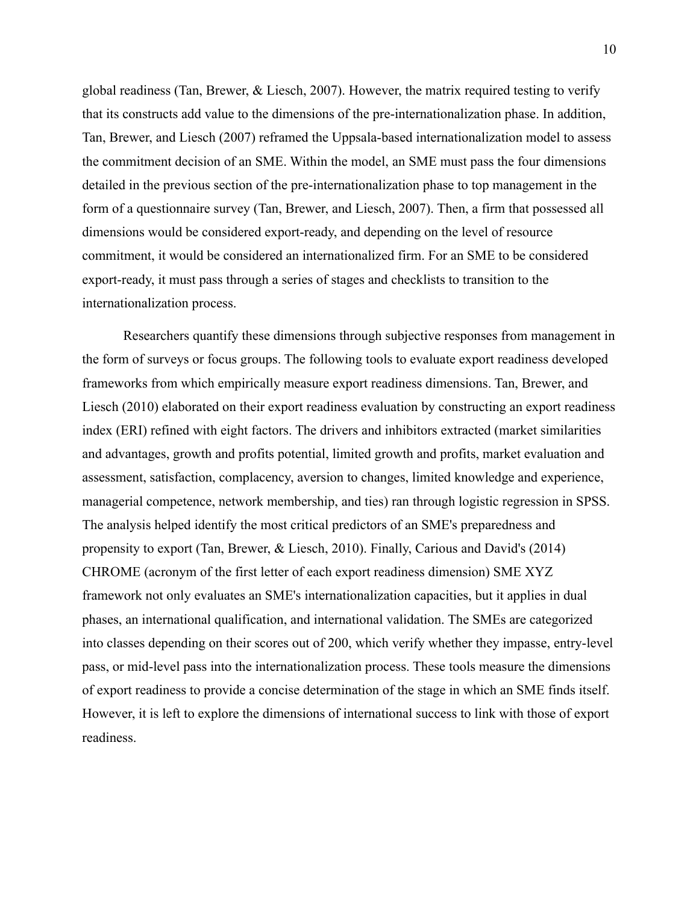global readiness (Tan, Brewer, & Liesch, 2007). However, the matrix required testing to verify that its constructs add value to the dimensions of the pre-internationalization phase. In addition, Tan, Brewer, and Liesch (2007) reframed the Uppsala-based internationalization model to assess the commitment decision of an SME. Within the model, an SME must pass the four dimensions detailed in the previous section of the pre-internationalization phase to top management in the form of a questionnaire survey (Tan, Brewer, and Liesch, 2007). Then, a firm that possessed all dimensions would be considered export-ready, and depending on the level of resource commitment, it would be considered an internationalized firm. For an SME to be considered export-ready, it must pass through a series of stages and checklists to transition to the internationalization process.

Researchers quantify these dimensions through subjective responses from management in the form of surveys or focus groups. The following tools to evaluate export readiness developed frameworks from which empirically measure export readiness dimensions. Tan, Brewer, and Liesch (2010) elaborated on their export readiness evaluation by constructing an export readiness index (ERI) refined with eight factors. The drivers and inhibitors extracted (market similarities and advantages, growth and profits potential, limited growth and profits, market evaluation and assessment, satisfaction, complacency, aversion to changes, limited knowledge and experience, managerial competence, network membership, and ties) ran through logistic regression in SPSS. The analysis helped identify the most critical predictors of an SME's preparedness and propensity to export (Tan, Brewer, & Liesch, 2010). Finally, Carious and David's (2014) CHROME (acronym of the first letter of each export readiness dimension) SME XYZ framework not only evaluates an SME's internationalization capacities, but it applies in dual phases, an international qualification, and international validation. The SMEs are categorized into classes depending on their scores out of 200, which verify whether they impasse, entry-level pass, or mid-level pass into the internationalization process. These tools measure the dimensions of export readiness to provide a concise determination of the stage in which an SME finds itself. However, it is left to explore the dimensions of international success to link with those of export readiness.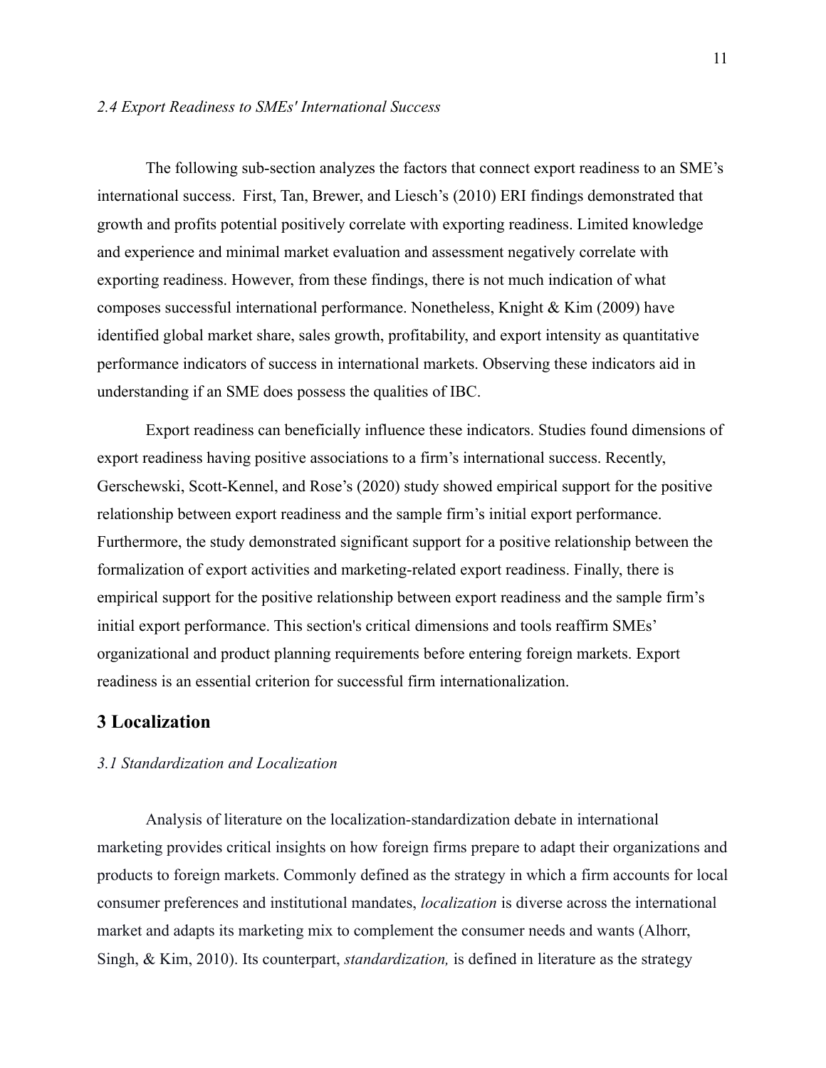*2.4 Export Readiness to SMEs' International Success*

The following sub-section analyzes the factors that connect export readiness to an SME's international success.  First, Tan, Brewer, and Liesch's (2010) ERI findings demonstrated that growth and profits potential positively correlate with exporting readiness. Limited knowledge and experience and minimal market evaluation and assessment negatively correlate with exporting readiness. However, from these findings, there is not much indication of what composes successful international performance. Nonetheless, Knight & Kim (2009) have identified global market share, sales growth, profitability, and export intensity as quantitative performance indicators of success in international markets. Observing these indicators aid in understanding if an SME does possess the qualities of IBC.

Export readiness can beneficially influence these indicators. Studies found dimensions of export readiness having positive associations to a firm's international success. Recently, Gerschewski, Scott-Kennel, and Rose's (2020) study showed empirical support for the positive relationship between export readiness and the sample firm's initial export performance. Furthermore, the study demonstrated significant support for a positive relationship between the formalization of export activities and marketing-related export readiness. Finally, there is empirical support for the positive relationship between export readiness and the sample firm's initial export performance. This section's critical dimensions and tools reaffirm SMEs' organizational and product planning requirements before entering foreign markets. Export readiness is an essential criterion for successful firm internationalization.

## 3 Localization

*3.1 Standardization and Localization*

Analysis of literature on the localization-standardization debate in international marketing provides critical insights on how foreign firms prepare to adapt their organizations and products to foreign markets. Commonly defined as the strategy in which a firm accounts for local consumer preferences and institutional mandates, *localization* is diverse across the international market and adapts its marketing mix to complement the consumer needs and wants (Alhorr, Singh, & Kim, 2010). Its counterpart, *standardization,* is defined in literature as the strategy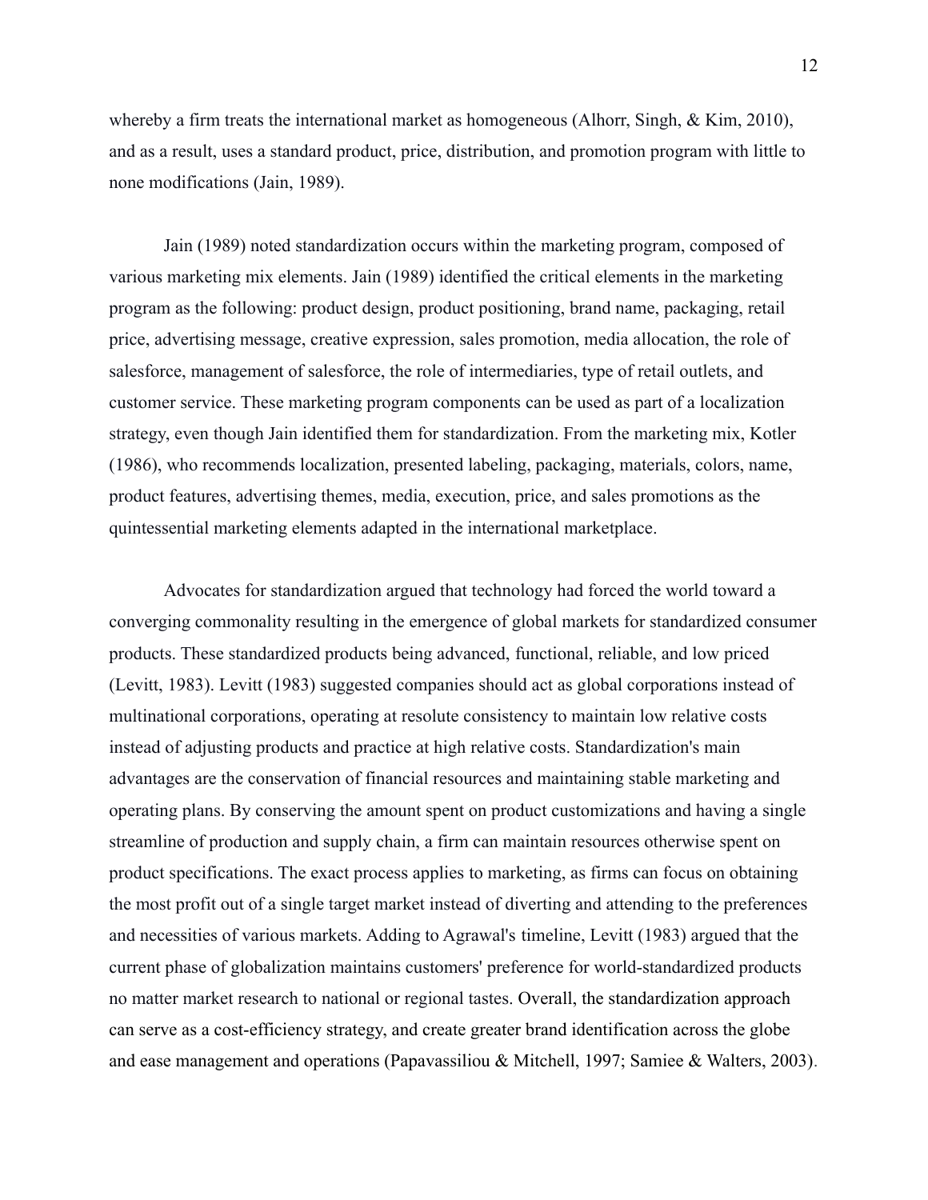whereby a firm treats the international market as homogeneous (Alhorr, Singh, & Kim, 2010), and as a result, uses a standard product, price, distribution, and promotion program with little to none modifications (Jain, 1989).

Jain (1989) noted standardization occurs within the marketing program, composed of various marketing mix elements. Jain (1989) identified the critical elements in the marketing program as the following: product design, product positioning, brand name, packaging, retail price, advertising message, creative expression, sales promotion, media allocation, the role of salesforce, management of salesforce, the role of intermediaries, type of retail outlets, and customer service. These marketing program components can be used as part of a localization strategy, even though Jain identified them for standardization. From the marketing mix, Kotler (1986), who recommends localization, presented labeling, packaging, materials, colors, name, product features, advertising themes, media, execution, price, and sales promotions as the quintessential marketing elements adapted in the international marketplace.

Advocates for standardization argued that technology had forced the world toward a converging commonality resulting in the emergence of global markets for standardized consumer products. These standardized products being advanced, functional, reliable, and low priced (Levitt, 1983). Levitt (1983) suggested companies should act as global corporations instead of multinational corporations, operating at resolute consistency to maintain low relative costs instead of adjusting products and practice at high relative costs. Standardization's main advantages are the conservation of financial resources and maintaining stable marketing and operating plans. By conserving the amount spent on product customizations and having a single streamline of production and supply chain, a firm can maintain resources otherwise spent on product specifications. The exact process applies to marketing, as firms can focus on obtaining the most profit out of a single target market instead of diverting and attending to the preferences and necessities of various markets. Adding to Agrawal's timeline, Levitt (1983) argued that the current phase of globalization maintains customers' preference for world-standardized products no matter market research to national or regional tastes. Overall, the standardization approach can serve as a cost-efficiency strategy, and create greater brand identification across the globe and ease management and operations (Papavassiliou & Mitchell, 1997; Samiee & Walters, 2003).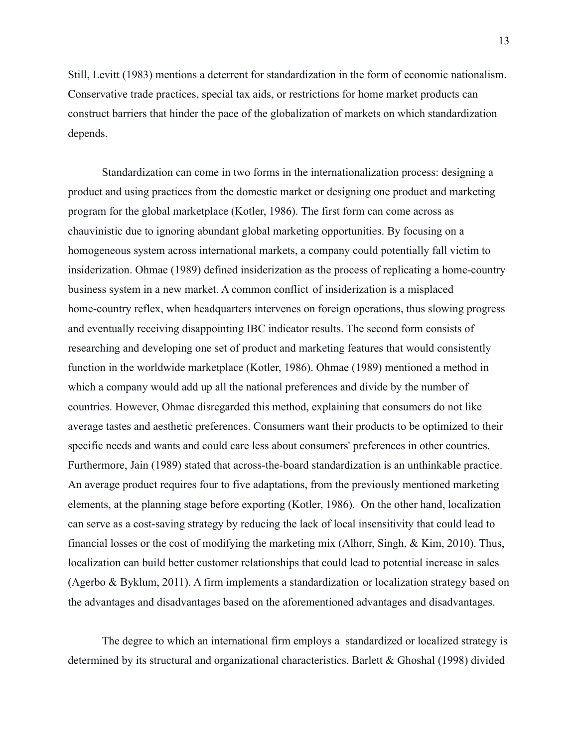Still, Levitt (1983) mentions a deterrent for standardization in the form of economic nationalism. Conservative trade practices, special tax aids, or restrictions for home market products can construct barriers that hinder the pace of the globalization of markets on which standardization depends.

Standardization can come in two forms in the internationalization process: designing a product and using practices from the domestic market or designing one product and marketing program for the global marketplace (Kotler, 1986). The first form can come across as chauvinistic due to ignoring abundant global marketing opportunities. By focusing on a homogeneous system across international markets, a company could potentially fall victim to insiderization. Ohmae (1989) defined insiderization as the process of replicating a home-country business system in a new market. A common conflict of insiderization is a misplaced home-country reflex, when headquarters intervenes on foreign operations, thus slowing progress and eventually receiving disappointing IBC indicator results. The second form consists of researching and developing one set of product and marketing features that would consistently function in the worldwide marketplace (Kotler, 1986). Ohmae (1989) mentioned a method in which a company would add up all the national preferences and divide by the number of countries. However, Ohmae disregarded this method, explaining that consumers do not like average tastes and aesthetic preferences. Consumers want their products to be optimized to their specific needs and wants and could care less about consumers' preferences in other countries. Furthermore, Jain (1989) stated that across-the-board standardization is an unthinkable practice. An average product requires four to five adaptations, from the previously mentioned marketing elements, at the planning stage before exporting (Kotler, 1986). On the other hand, localization can serve as a cost-saving strategy by reducing the lack of local insensitivity that could lead to financial losses or the cost of modifying the marketing mix (Alhorr, Singh, & Kim, 2010). Thus, localization can build better customer relationships that could lead to potential increase in sales (Agerbo & Byklum, 2011). A firm implements a standardization or localization strategy based on the advantages and disadvantages based on the aforementioned advantages and disadvantages.

The degree to which an international firm employs a standardized or localized strategy is determined by its structural and organizational characteristics. Barlett & Ghoshal (1998) divided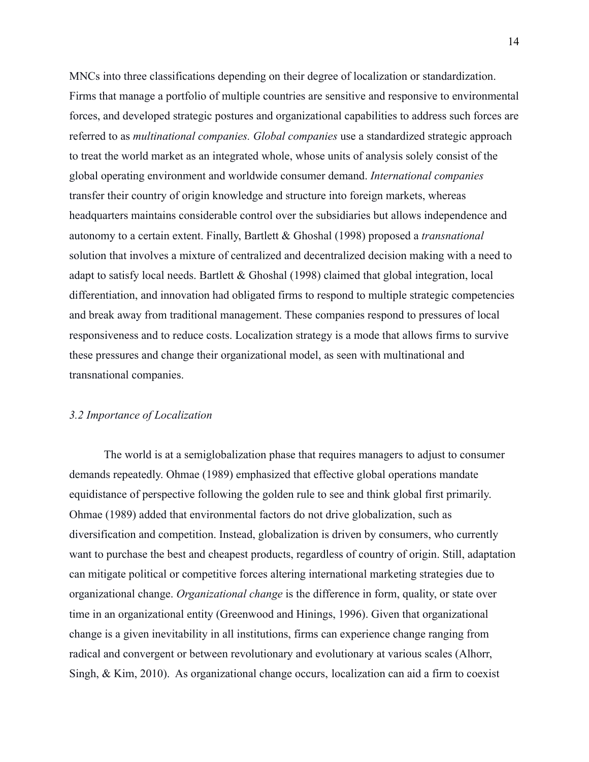MNCs into three classifications depending on their degree of localization or standardization. Firms that manage a portfolio of multiple countries are sensitive and responsive to environmental forces, and developed strategic postures and organizational capabilities to address such forces are referred to as *multinational companies. Global companies* use a standardized strategic approach to treat the world market as an integrated whole, whose units of analysis solely consist of the global operating environment and worldwide consumer demand. *International companies* transfer their country of origin knowledge and structure into foreign markets, whereas headquarters maintains considerable control over the subsidiaries but allows independence and autonomy to a certain extent. Finally, Bartlett & Ghoshal (1998) proposed a *transnational* solution that involves a mixture of centralized and decentralized decision making with a need to adapt to satisfy local needs. Bartlett & Ghoshal (1998) claimed that global integration, local differentiation, and innovation had obligated firms to respond to multiple strategic competencies and break away from traditional management. These companies respond to pressures of local responsiveness and to reduce costs. Localization strategy is a mode that allows firms to survive these pressures and change their organizational model, as seen with multinational and transnational companies.

### *3.2 Importance of Localization*

The world is at a semiglobalization phase that requires managers to adjust to consumer demands repeatedly. Ohmae (1989) emphasized that effective global operations mandate equidistance of perspective following the golden rule to see and think global first primarily. Ohmae (1989) added that environmental factors do not drive globalization, such as diversification and competition. Instead, globalization is driven by consumers, who currently want to purchase the best and cheapest products, regardless of country of origin. Still, adaptation can mitigate political or competitive forces altering international marketing strategies due to organizational change. *Organizational change* is the difference in form, quality, or state over time in an organizational entity (Greenwood and Hinings, 1996). Given that organizational change is a given inevitability in all institutions, firms can experience change ranging from radical and convergent or between revolutionary and evolutionary at various scales (Alhorr, Singh, & Kim, 2010). As organizational change occurs, localization can aid a firm to coexist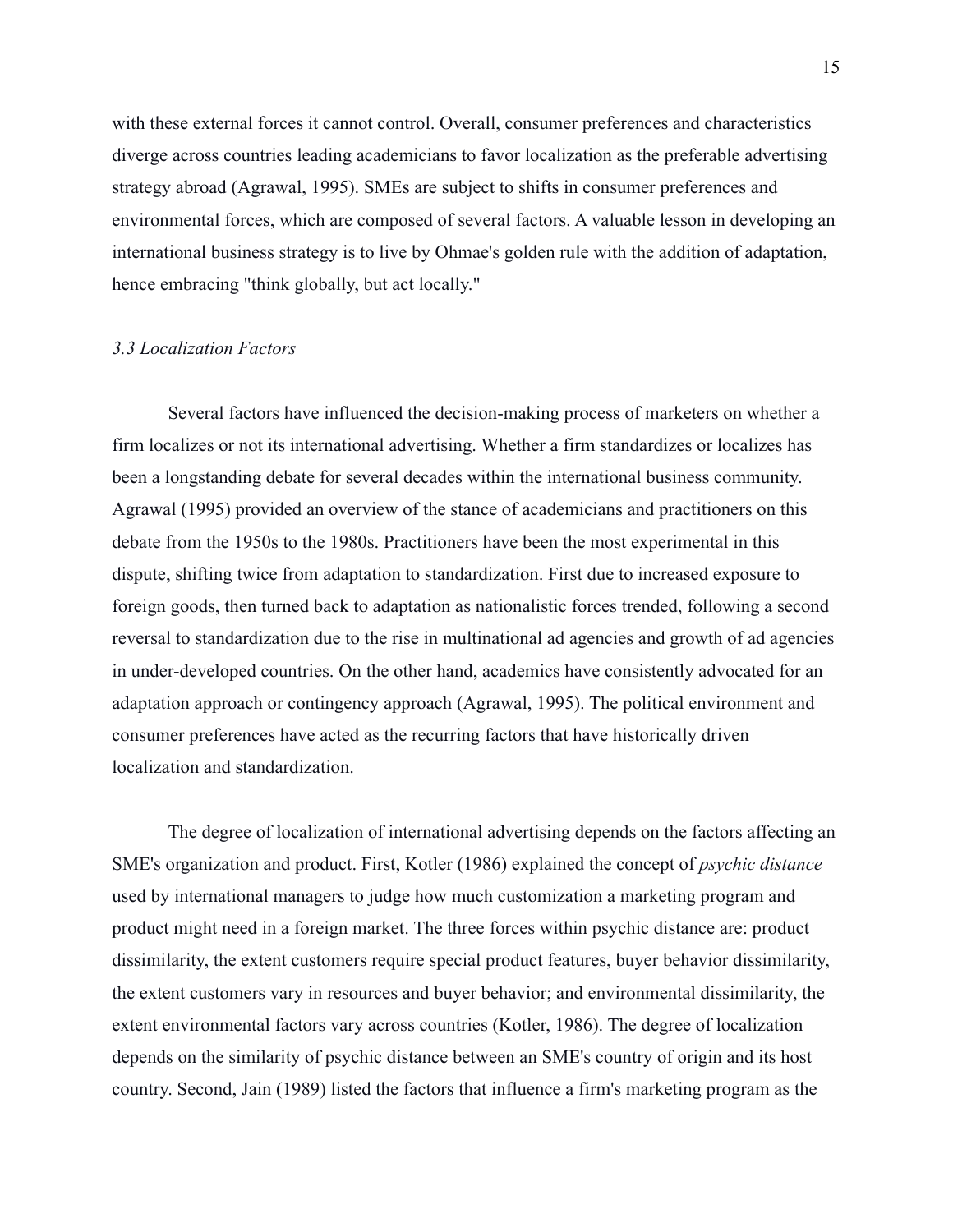with these external forces it cannot control. Overall, consumer preferences and characteristics diverge across countries leading academicians to favor localization as the preferable advertising strategy abroad (Agrawal, 1995). SMEs are subject to shifts in consumer preferences and environmental forces, which are composed of several factors. A valuable lesson in developing an international business strategy is to live by Ohmae's golden rule with the addition of adaptation, hence embracing "think globally, but act locally."

### *3.3 Localization Factors*

Several factors have influenced the decision-making process of marketers on whether a firm localizes or not its international advertising. Whether a firm standardizes or localizes has been a longstanding debate for several decades within the international business community. Agrawal (1995) provided an overview of the stance of academicians and practitioners on this debate from the 1950s to the 1980s. Practitioners have been the most experimental in this dispute, shifting twice from adaptation to standardization. First due to increased exposure to foreign goods, then turned back to adaptation as nationalistic forces trended, following a second reversal to standardization due to the rise in multinational ad agencies and growth of ad agencies in under-developed countries. On the other hand, academics have consistently advocated for an adaptation approach or contingency approach (Agrawal, 1995). The political environment and consumer preferences have acted as the recurring factors that have historically driven localization and standardization.

The degree of localization of international advertising depends on the factors affecting an SME's organization and product. First, Kotler (1986) explained the concept of *psychic distance* used by international managers to judge how much customization a marketing program and product might need in a foreign market. The three forces within psychic distance are: product dissimilarity, the extent customers require special product features, buyer behavior dissimilarity, the extent customers vary in resources and buyer behavior; and environmental dissimilarity, the extent environmental factors vary across countries (Kotler, 1986). The degree of localization depends on the similarity of psychic distance between an SME's country of origin and its host country. Second, Jain (1989) listed the factors that influence a firm's marketing program as the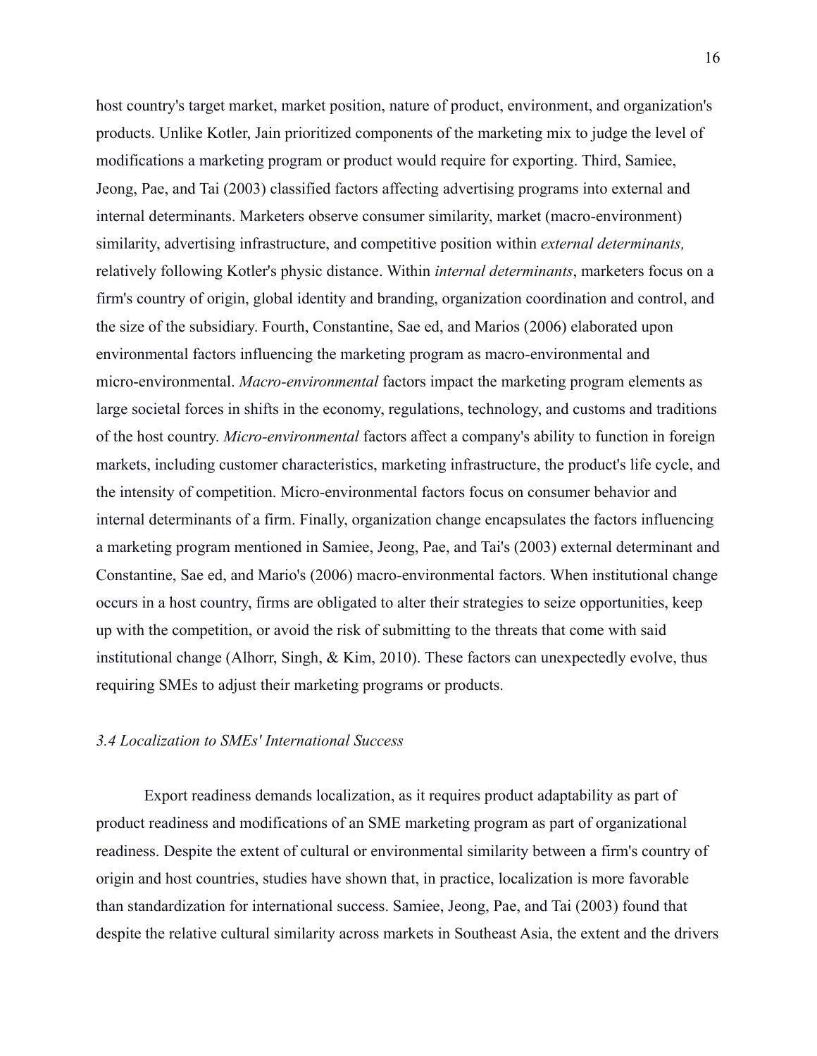host country's target market, market position, nature of product, environment, and organization's products. Unlike Kotler, Jain prioritized components of the marketing mix to judge the level of modifications a marketing program or product would require for exporting. Third, Samiee, Jeong, Pae, and Tai (2003) classified factors affecting advertising programs into external and internal determinants. Marketers observe consumer similarity, market (macro-environment) similarity, advertising infrastructure, and competitive position within *external determinants,* relatively following Kotler's physic distance. Within *internal determinants*, marketers focus on a firm's country of origin, global identity and branding, organization coordination and control, and the size of the subsidiary. Fourth, Constantine, Sae ed, and Marios (2006) elaborated upon environmental factors influencing the marketing program as macro-environmental and micro-environmental. *Macro-environmental* factors impact the marketing program elements as large societal forces in shifts in the economy, regulations, technology, and customs and traditions of the host country. *Micro-environmental* factors affect a company's ability to function in foreign markets, including customer characteristics, marketing infrastructure, the product's life cycle, and the intensity of competition. Micro-environmental factors focus on consumer behavior and internal determinants of a firm. Finally, organization change encapsulates the factors influencing a marketing program mentioned in Samiee, Jeong, Pae, and Tai's (2003) external determinant and Constantine, Sae ed, and Mario's (2006) macro-environmental factors. When institutional change occurs in a host country, firms are obligated to alter their strategies to seize opportunities, keep up with the competition, or avoid the risk of submitting to the threats that come with said institutional change (Alhorr, Singh, & Kim, 2010). These factors can unexpectedly evolve, thus requiring SMEs to adjust their marketing programs or products.

### *3.4 Localization to SMEs' International Success*

Export readiness demands localization, as it requires product adaptability as part of product readiness and modifications of an SME marketing program as part of organizational readiness. Despite the extent of cultural or environmental similarity between a firm's country of origin and host countries, studies have shown that, in practice, localization is more favorable than standardization for international success. Samiee, Jeong, Pae, and Tai (2003) found that despite the relative cultural similarity across markets in Southeast Asia, the extent and the drivers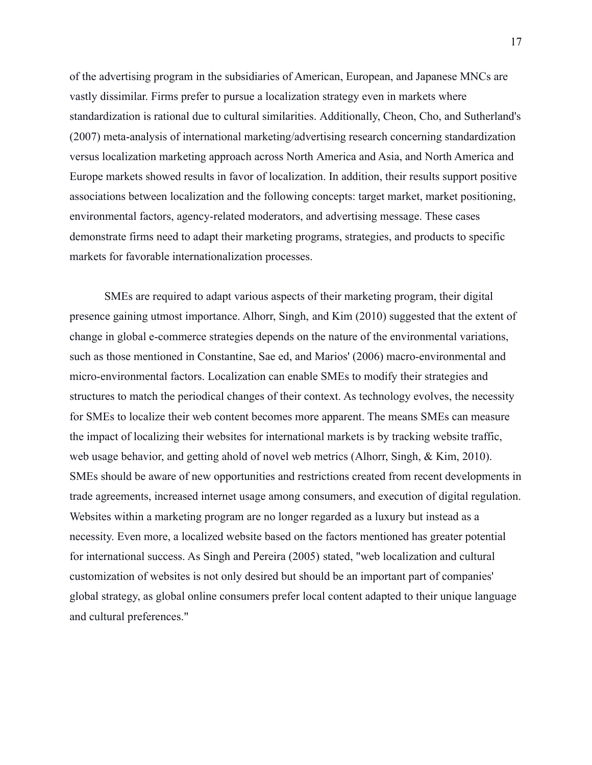of the advertising program in the subsidiaries of American, European, and Japanese MNCs are vastly dissimilar. Firms prefer to pursue a localization strategy even in markets where standardization is rational due to cultural similarities. Additionally, Cheon, Cho, and Sutherland's (2007) meta-analysis of international marketing/advertising research concerning standardization versus localization marketing approach across North America and Asia, and North America and Europe markets showed results in favor of localization. In addition, their results support positive associations between localization and the following concepts: target market, market positioning, environmental factors, agency-related moderators, and advertising message. These cases demonstrate firms need to adapt their marketing programs, strategies, and products to specific markets for favorable internationalization processes.

SMEs are required to adapt various aspects of their marketing program, their digital presence gaining utmost importance. Alhorr, Singh, and Kim (2010) suggested that the extent of change in global e-commerce strategies depends on the nature of the environmental variations, such as those mentioned in Constantine, Sae ed, and Marios' (2006) macro-environmental and micro-environmental factors. Localization can enable SMEs to modify their strategies and structures to match the periodical changes of their context. As technology evolves, the necessity for SMEs to localize their web content becomes more apparent. The means SMEs can measure the impact of localizing their websites for international markets is by tracking website traffic, web usage behavior, and getting ahold of novel web metrics (Alhorr, Singh, & Kim, 2010). SMEs should be aware of new opportunities and restrictions created from recent developments in trade agreements, increased internet usage among consumers, and execution of digital regulation. Websites within a marketing program are no longer regarded as a luxury but instead as a necessity. Even more, a localized website based on the factors mentioned has greater potential for international success. As Singh and Pereira (2005) stated, "web localization and cultural customization of websites is not only desired but should be an important part of companies' global strategy, as global online consumers prefer local content adapted to their unique language and cultural preferences."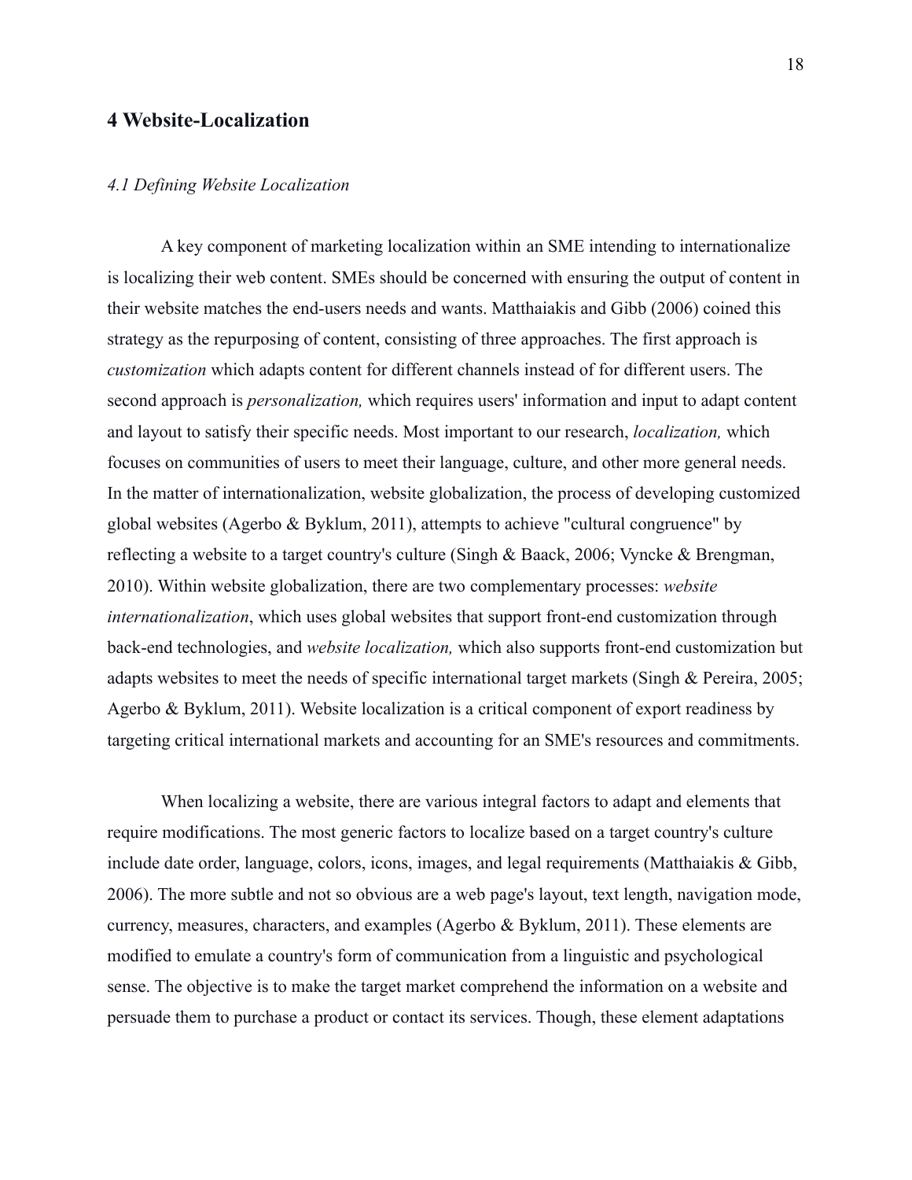## 4 Website-Localization

### *4.1 Defining Website Localization*

A key component of marketing localization within an SME intending to internationalize is localizing their web content. SMEs should be concerned with ensuring the output of content in their website matches the end-users needs and wants. Matthaiakis and Gibb (2006) coined this strategy as the repurposing of content, consisting of three approaches. The first approach is *customization* which adapts content for different channels instead of for different users. The second approach is *personalization,* which requires users' information and input to adapt content and layout to satisfy their specific needs. Most important to our research, *localization,* which focuses on communities of users to meet their language, culture, and other more general needs. In the matter of internationalization, website globalization, the process of developing customized global websites (Agerbo & Byklum, 2011), attempts to achieve "cultural congruence" by reflecting a website to a target country's culture (Singh & Baack, 2006; Vyncke & Brengman, 2010). Within website globalization, there are two complementary processes: *website internationalization*, which uses global websites that support front-end customization through back-end technologies, and *website localization,* which also supports front-end customization but adapts websites to meet the needs of specific international target markets (Singh & Pereira, 2005; Agerbo & Byklum, 2011). Website localization is a critical component of export readiness by targeting critical international markets and accounting for an SME's resources and commitments.

When localizing a website, there are various integral factors to adapt and elements that require modifications. The most generic factors to localize based on a target country's culture include date order, language, colors, icons, images, and legal requirements (Matthaiakis & Gibb, 2006). The more subtle and not so obvious are a web page's layout, text length, navigation mode, currency, measures, characters, and examples (Agerbo & Byklum, 2011). These elements are modified to emulate a country's form of communication from a linguistic and psychological sense. The objective is to make the target market comprehend the information on a website and persuade them to purchase a product or contact its services. Though, these element adaptations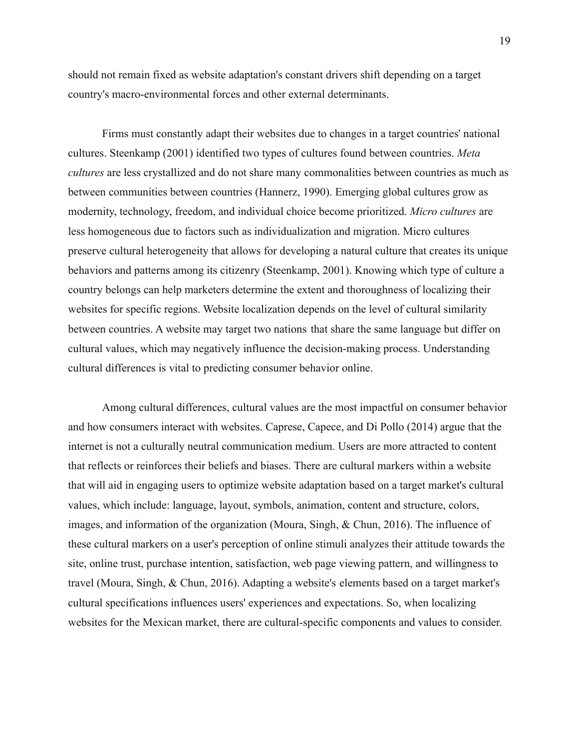should not remain fixed as website adaptation's constant drivers shift depending on a target country's macro-environmental forces and other external determinants.

Firms must constantly adapt their websites due to changes in a target countries' national cultures. Steenkamp (2001) identified two types of cultures found between countries. *Meta cultures* are less crystallized and do not share many commonalities between countries as much as between communities between countries (Hannerz, 1990). Emerging global cultures grow as modernity, technology, freedom, and individual choice become prioritized. *Micro cultures* are less homogeneous due to factors such as individualization and migration. Micro cultures preserve cultural heterogeneity that allows for developing a natural culture that creates its unique behaviors and patterns among its citizenry (Steenkamp, 2001). Knowing which type of culture a country belongs can help marketers determine the extent and thoroughness of localizing their websites for specific regions. Website localization depends on the level of cultural similarity between countries. A website may target two nations that share the same language but differ on cultural values, which may negatively influence the decision-making process. Understanding cultural differences is vital to predicting consumer behavior online.

Among cultural differences, cultural values are the most impactful on consumer behavior and how consumers interact with websites. Caprese, Capece, and Di Pollo (2014) argue that the internet is not a culturally neutral communication medium. Users are more attracted to content that reflects or reinforces their beliefs and biases. There are cultural markers within a website that will aid in engaging users to optimize website adaptation based on a target market's cultural values, which include: language, layout, symbols, animation, content and structure, colors, images, and information of the organization (Moura, Singh, & Chun, 2016). The influence of these cultural markers on a user's perception of online stimuli analyzes their attitude towards the site, online trust, purchase intention, satisfaction, web page viewing pattern, and willingness to travel (Moura, Singh, & Chun, 2016). Adapting a website's elements based on a target market's cultural specifications influences users' experiences and expectations. So, when localizing websites for the Mexican market, there are cultural-specific components and values to consider.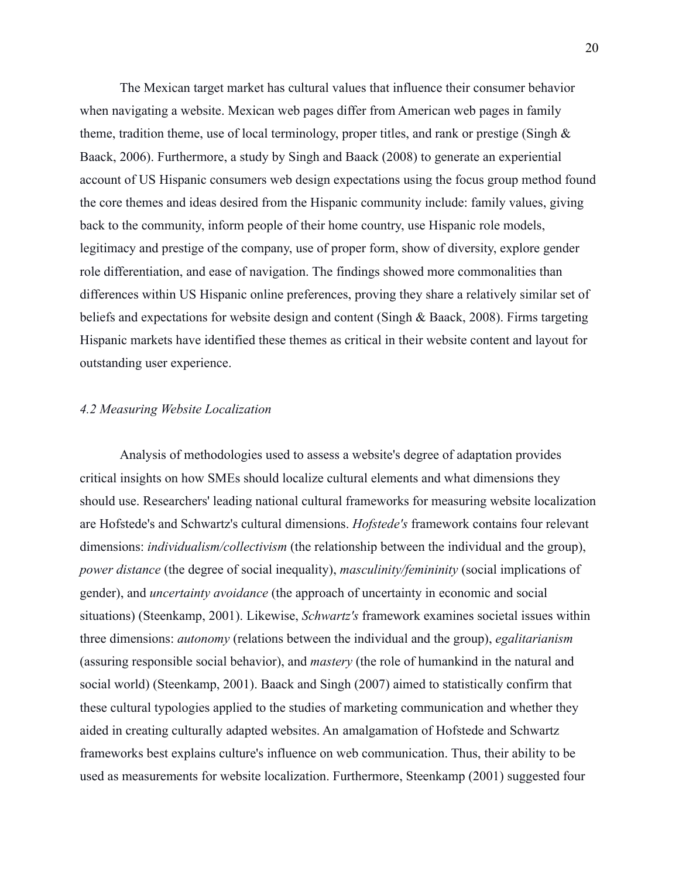The Mexican target market has cultural values that influence their consumer behavior when navigating a website. Mexican web pages differ from American web pages in family theme, tradition theme, use of local terminology, proper titles, and rank or prestige (Singh & Baack, 2006). Furthermore, a study by Singh and Baack (2008) to generate an experiential account of US Hispanic consumers web design expectations using the focus group method found the core themes and ideas desired from the Hispanic community include: family values, giving back to the community, inform people of their home country, use Hispanic role models, legitimacy and prestige of the company, use of proper form, show of diversity, explore gender role differentiation, and ease of navigation. The findings showed more commonalities than differences within US Hispanic online preferences, proving they share a relatively similar set of beliefs and expectations for website design and content (Singh & Baack, 2008). Firms targeting Hispanic markets have identified these themes as critical in their website content and layout for outstanding user experience.

### *4.2 Measuring Website Localization*

Analysis of methodologies used to assess a website's degree of adaptation provides critical insights on how SMEs should localize cultural elements and what dimensions they should use. Researchers' leading national cultural frameworks for measuring website localization are Hofstede's and Schwartz's cultural dimensions. *Hofstede's* framework contains four relevant dimensions: *individualism/collectivism* (the relationship between the individual and the group), *power distance* (the degree of social inequality), *masculinity/femininity* (social implications of gender), and *uncertainty avoidance* (the approach of uncertainty in economic and social situations) (Steenkamp, 2001). Likewise, *Schwartz's* framework examines societal issues within three dimensions: *autonomy* (relations between the individual and the group), *egalitarianism* (assuring responsible social behavior), and *mastery* (the role of humankind in the natural and social world) (Steenkamp, 2001). Baack and Singh (2007) aimed to statistically confirm that these cultural typologies applied to the studies of marketing communication and whether they aided in creating culturally adapted websites. An amalgamation of Hofstede and Schwartz frameworks best explains culture's influence on web communication. Thus, their ability to be used as measurements for website localization. Furthermore, Steenkamp (2001) suggested four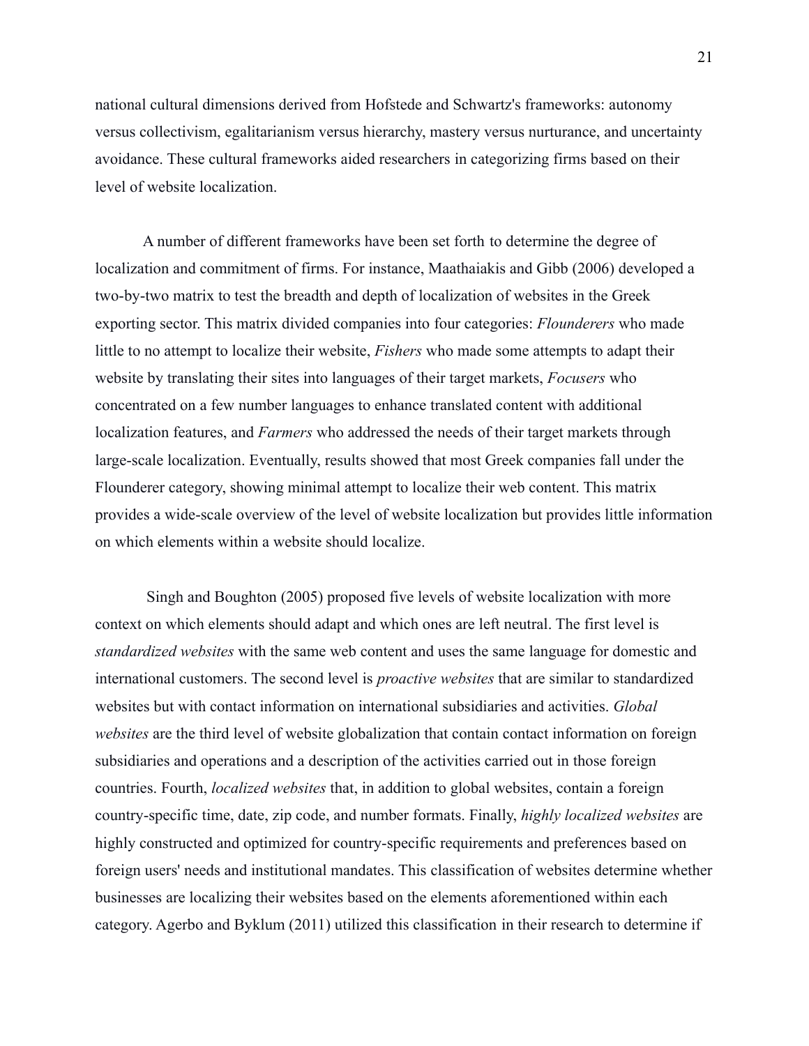national cultural dimensions derived from Hofstede and Schwartz's frameworks: autonomy versus collectivism, egalitarianism versus hierarchy, mastery versus nurturance, and uncertainty avoidance. These cultural frameworks aided researchers in categorizing firms based on their level of website localization.

A number of different frameworks have been set forth to determine the degree of localization and commitment of firms. For instance, Maathaiakis and Gibb (2006) developed a two-by-two matrix to test the breadth and depth of localization of websites in the Greek exporting sector. This matrix divided companies into four categories: *Flounderers* who made little to no attempt to localize their website, *Fishers* who made some attempts to adapt their website by translating their sites into languages of their target markets, *Focusers* who concentrated on a few number languages to enhance translated content with additional localization features, and *Farmers* who addressed the needs of their target markets through large-scale localization. Eventually, results showed that most Greek companies fall under the Flounderer category, showing minimal attempt to localize their web content. This matrix provides a wide-scale overview of the level of website localization but provides little information on which elements within a website should localize.

Singh and Boughton (2005) proposed five levels of website localization with more context on which elements should adapt and which ones are left neutral. The first level is *standardized websites* with the same web content and uses the same language for domestic and international customers. The second level is *proactive websites* that are similar to standardized websites but with contact information on international subsidiaries and activities. *Global websites* are the third level of website globalization that contain contact information on foreign subsidiaries and operations and a description of the activities carried out in those foreign countries. Fourth, *localized websites* that, in addition to global websites, contain a foreign country-specific time, date, zip code, and number formats. Finally, *highly localized websites* are highly constructed and optimized for country-specific requirements and preferences based on foreign users' needs and institutional mandates. This classification of websites determine whether businesses are localizing their websites based on the elements aforementioned within each category. Agerbo and Byklum (2011) utilized this classification in their research to determine if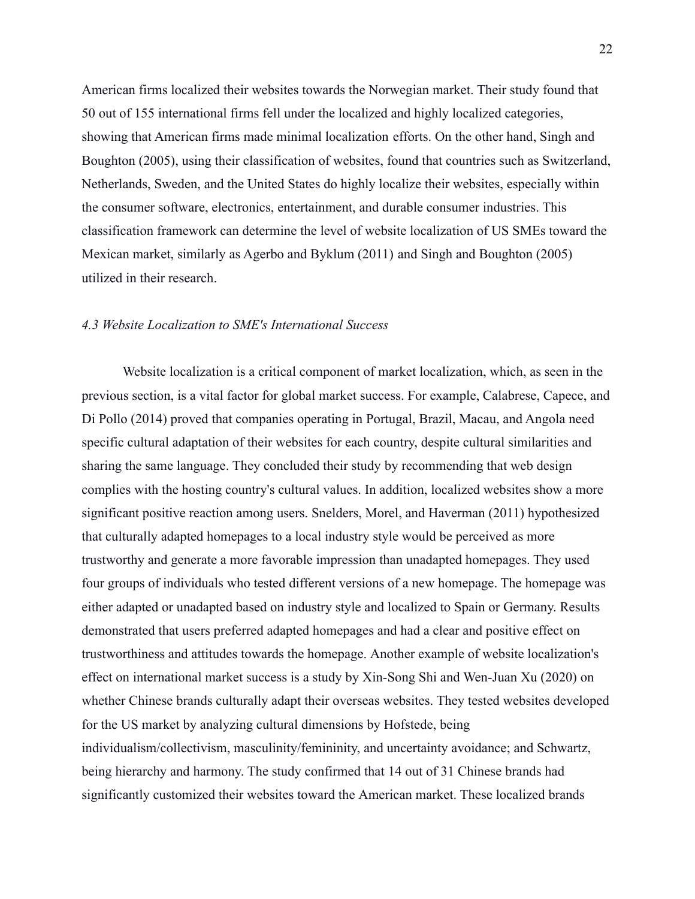American firms localized their websites towards the Norwegian market. Their study found that 50 out of 155 international firms fell under the localized and highly localized categories, showing that American firms made minimal localization efforts. On the other hand, Singh and Boughton (2005), using their classification of websites, found that countries such as Switzerland, Netherlands, Sweden, and the United States do highly localize their websites, especially within the consumer software, electronics, entertainment, and durable consumer industries. This classification framework can determine the level of website localization of US SMEs toward the Mexican market, similarly as Agerbo and Byklum (2011) and Singh and Boughton (2005) utilized in their research.

### *4.3 Website Localization to SME's International Success*

Website localization is a critical component of market localization, which, as seen in the previous section, is a vital factor for global market success. For example, Calabrese, Capece, and Di Pollo (2014) proved that companies operating in Portugal, Brazil, Macau, and Angola need specific cultural adaptation of their websites for each country, despite cultural similarities and sharing the same language. They concluded their study by recommending that web design complies with the hosting country's cultural values. In addition, localized websites show a more significant positive reaction among users. Snelders, Morel, and Haverman (2011) hypothesized that culturally adapted homepages to a local industry style would be perceived as more trustworthy and generate a more favorable impression than unadapted homepages. They used four groups of individuals who tested different versions of a new homepage. The homepage was either adapted or unadapted based on industry style and localized to Spain or Germany. Results demonstrated that users preferred adapted homepages and had a clear and positive effect on trustworthiness and attitudes towards the homepage. Another example of website localization's effect on international market success is a study by Xin-Song Shi and Wen-Juan Xu (2020) on whether Chinese brands culturally adapt their overseas websites. They tested websites developed for the US market by analyzing cultural dimensions by Hofstede, being individualism/collectivism, masculinity/femininity, and uncertainty avoidance; and Schwartz, being hierarchy and harmony. The study confirmed that 14 out of 31 Chinese brands had significantly customized their websites toward the American market. These localized brands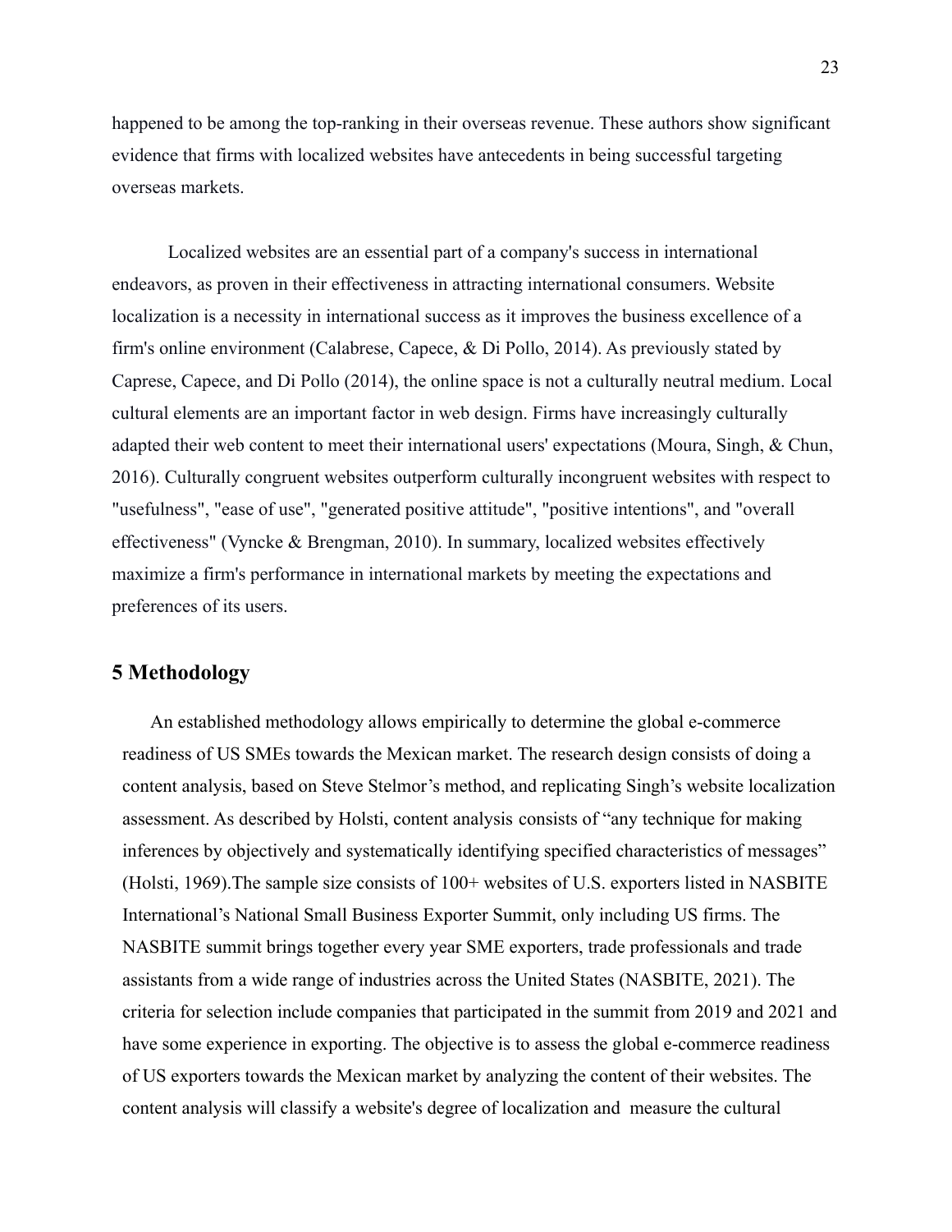happened to be among the top-ranking in their overseas revenue. These authors show significant evidence that firms with localized websites have antecedents in being successful targeting overseas markets.

Localized websites are an essential part of a company's success in international endeavors, as proven in their effectiveness in attracting international consumers. Website localization is a necessity in international success as it improves the business excellence of a firm's online environment (Calabrese, Capece, & Di Pollo, 2014). As previously stated by Caprese, Capece, and Di Pollo (2014), the online space is not a culturally neutral medium. Local cultural elements are an important factor in web design. Firms have increasingly culturally adapted their web content to meet their international users' expectations (Moura, Singh, & Chun, 2016). Culturally congruent websites outperform culturally incongruent websites with respect to "usefulness", "ease of use", "generated positive attitude", "positive intentions", and "overall effectiveness" (Vyncke & Brengman, 2010). In summary, localized websites effectively maximize a firm's performance in international markets by meeting the expectations and preferences of its users.

## 5 Methodology

An established methodology allows empirically to determine the global e-commerce readiness of US SMEs towards the Mexican market. The research design consists of doing a content analysis, based on Steve Stelmor's method, and replicating Singh's website localization assessment. As described by Holsti, content analysis consists of "any technique for making inferences by objectively and systematically identifying specified characteristics of messages" (Holsti, 1969).The sample size consists of 100+ websites of U.S. exporters listed in NASBITE International's National Small Business Exporter Summit, only including US firms. The NASBITE summit brings together every year SME exporters, trade professionals and trade assistants from a wide range of industries across the United States (NASBITE, 2021). The criteria for selection include companies that participated in the summit from 2019 and 2021 and have some experience in exporting. The objective is to assess the global e-commerce readiness of US exporters towards the Mexican market by analyzing the content of their websites. The content analysis will classify a website's degree of localization and measure the cultural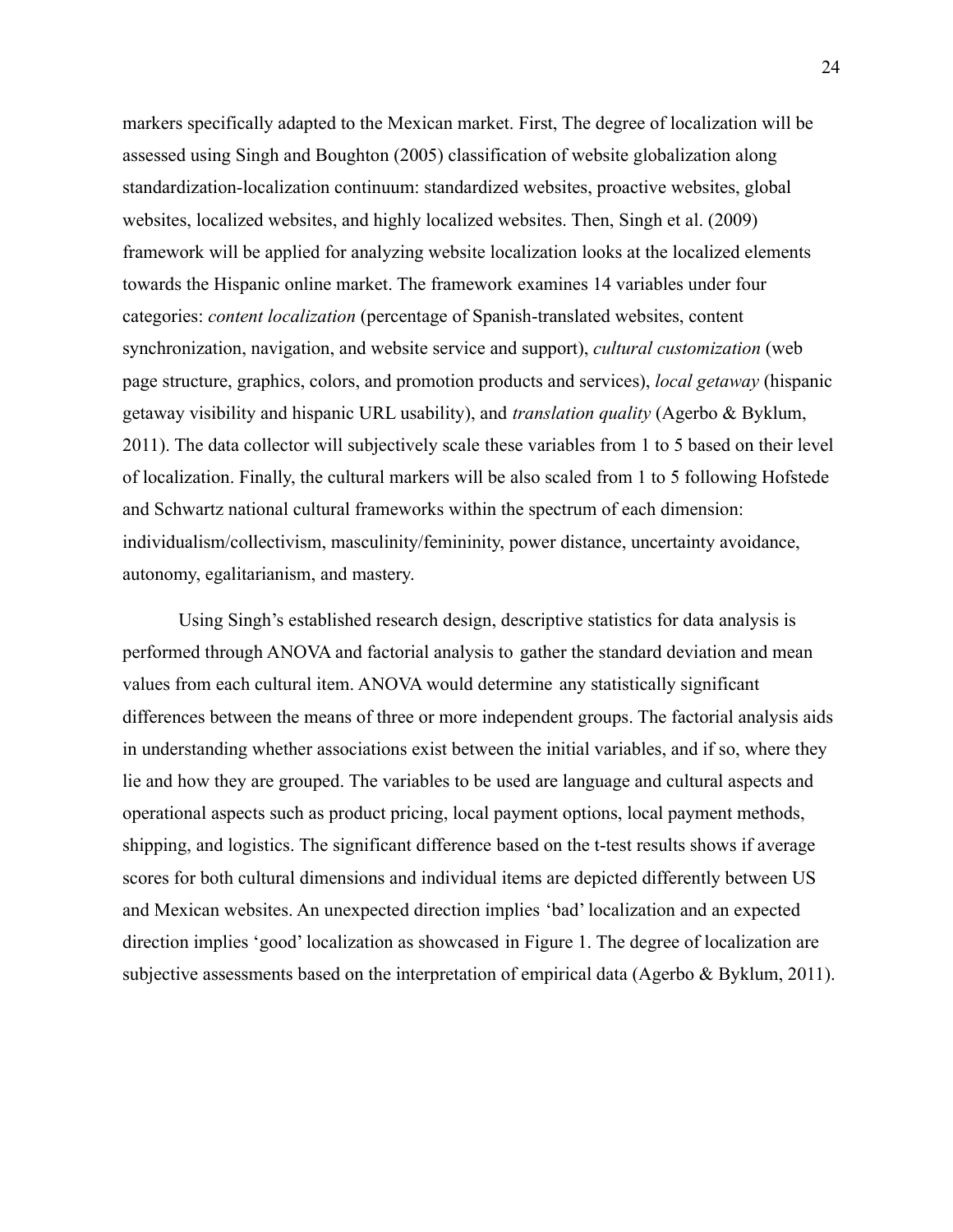markers specifically adapted to the Mexican market. First, The degree of localization will be assessed using Singh and Boughton (2005) classification of website globalization along standardization-localization continuum: standardized websites, proactive websites, global websites, localized websites, and highly localized websites. Then, Singh et al. (2009) framework will be applied for analyzing website localization looks at the localized elements towards the Hispanic online market. The framework examines 14 variables under four categories: *content localization* (percentage of Spanish-translated websites, content synchronization, navigation, and website service and support), *cultural customization* (web page structure, graphics, colors, and promotion products and services), *local getaway* (hispanic getaway visibility and hispanic URL usability), and *translation quality* (Agerbo & Byklum, 2011). The data collector will subjectively scale these variables from 1 to 5 based on their level of localization. Finally, the cultural markers will be also scaled from 1 to 5 following Hofstede and Schwartz national cultural frameworks within the spectrum of each dimension: individualism/collectivism, masculinity/femininity, power distance, uncertainty avoidance, autonomy, egalitarianism, and mastery.

Using Singh's established research design, descriptive statistics for data analysis is performed through ANOVA and factorial analysis to gather the standard deviation and mean values from each cultural item. ANOVA would determine any statistically significant differences between the means of three or more independent groups. The factorial analysis aids in understanding whether associations exist between the initial variables, and if so, where they lie and how they are grouped. The variables to be used are language and cultural aspects and operational aspects such as product pricing, local payment options, local payment methods, shipping, and logistics. The significant difference based on the t-test results shows if average scores for both cultural dimensions and individual items are depicted differently between US and Mexican websites. An unexpected direction implies 'bad' localization and an expected direction implies 'good' localization as showcased in Figure 1. The degree of localization are subjective assessments based on the interpretation of empirical data (Agerbo & Byklum, 2011).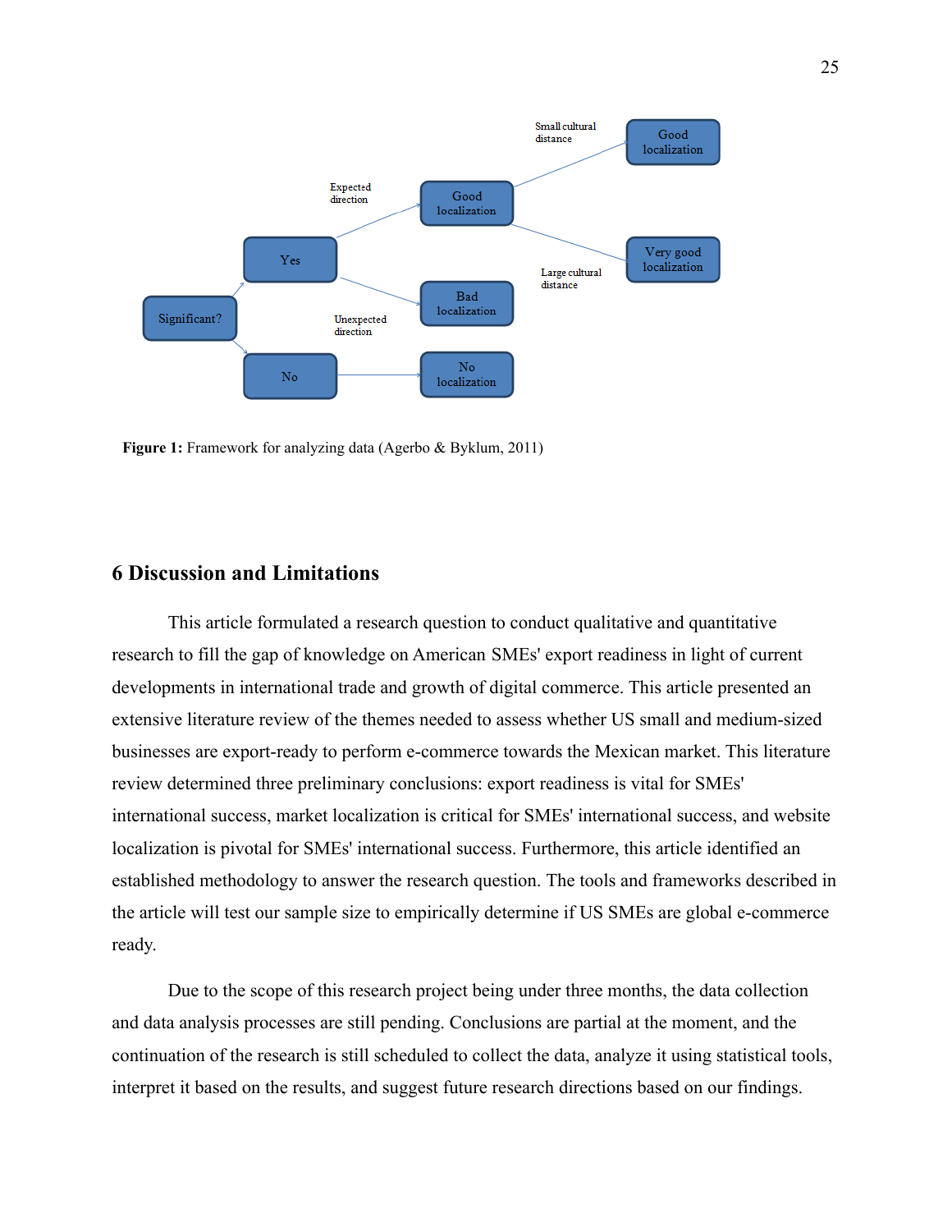Figure 1: Framework for analyzing data (Agerbo & Byklum, 2011)

## 6 Discussion and Limitations

This article formulated a research question to conduct qualitative and quantitative research to fill the gap of knowledge on American SMEs' export readiness in light of current developments in international trade and growth of digital commerce. This article presented an extensive literature review of the themes needed to assess whether US small and medium-sized businesses are export-ready to perform e-commerce towards the Mexican market. This literature review determined three preliminary conclusions: export readiness is vital for SMEs' international success, market localization is critical for SMEs' international success, and website localization is pivotal for SMEs' international success. Furthermore, this article identified an established methodology to answer the research question. The tools and frameworks described in the article will test our sample size to empirically determine if US SMEs are global e-commerce ready.

Due to the scope of this research project being under three months, the data collection and data analysis processes are still pending. Conclusions are partial at the moment, and the continuation of the research is still scheduled to collect the data, analyze it using statistical tools, interpret it based on the results, and suggest future research directions based on our findings.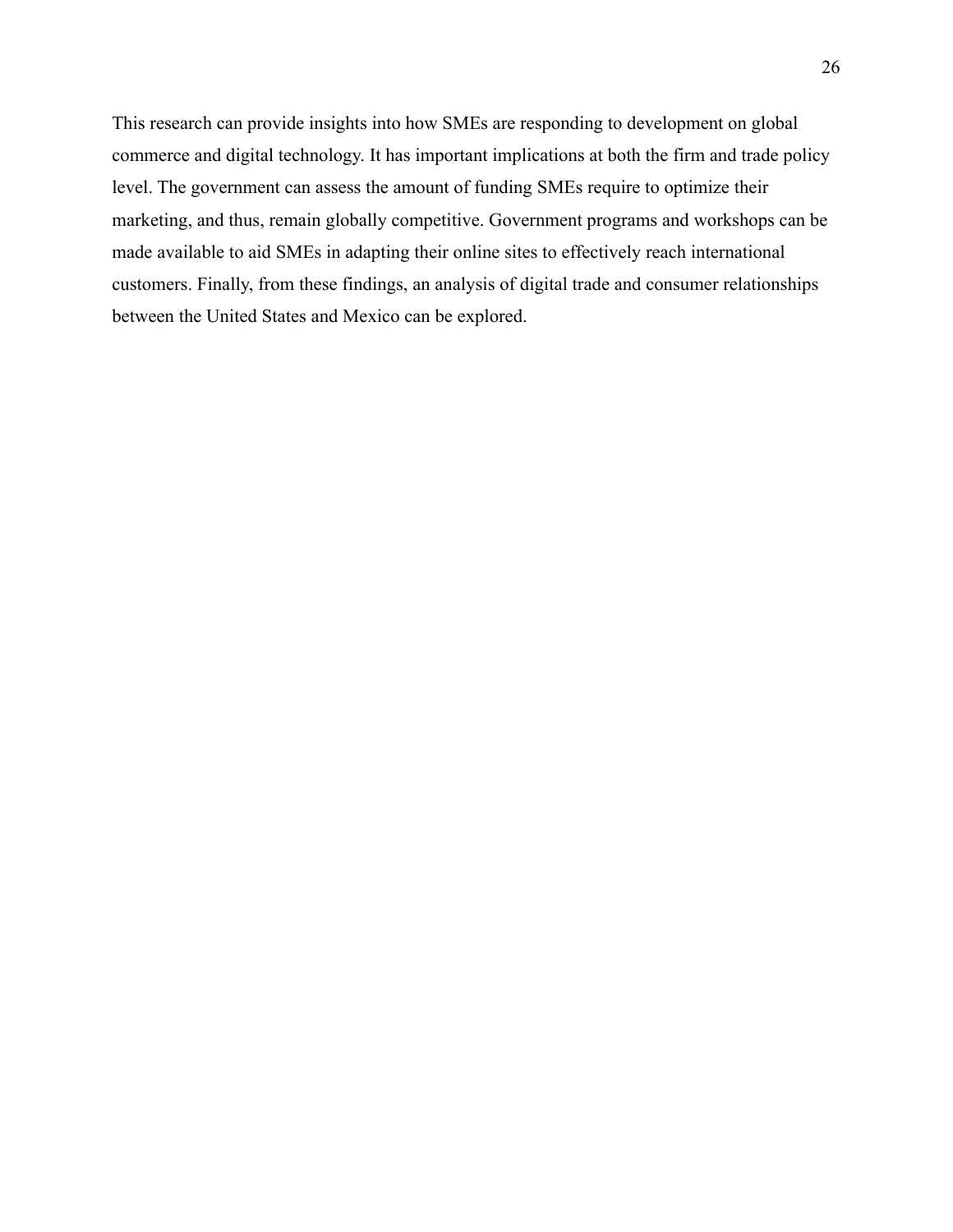This research can provide insights into how SMEs are responding to development on global commerce and digital technology. It has important implications at both the firm and trade policy level. The government can assess the amount of funding SMEs require to optimize their marketing, and thus, remain globally competitive. Government programs and workshops can be made available to aid SMEs in adapting their online sites to effectively reach international customers. Finally, from these findings, an analysis of digital trade and consumer relationships between the United States and Mexico can be explored.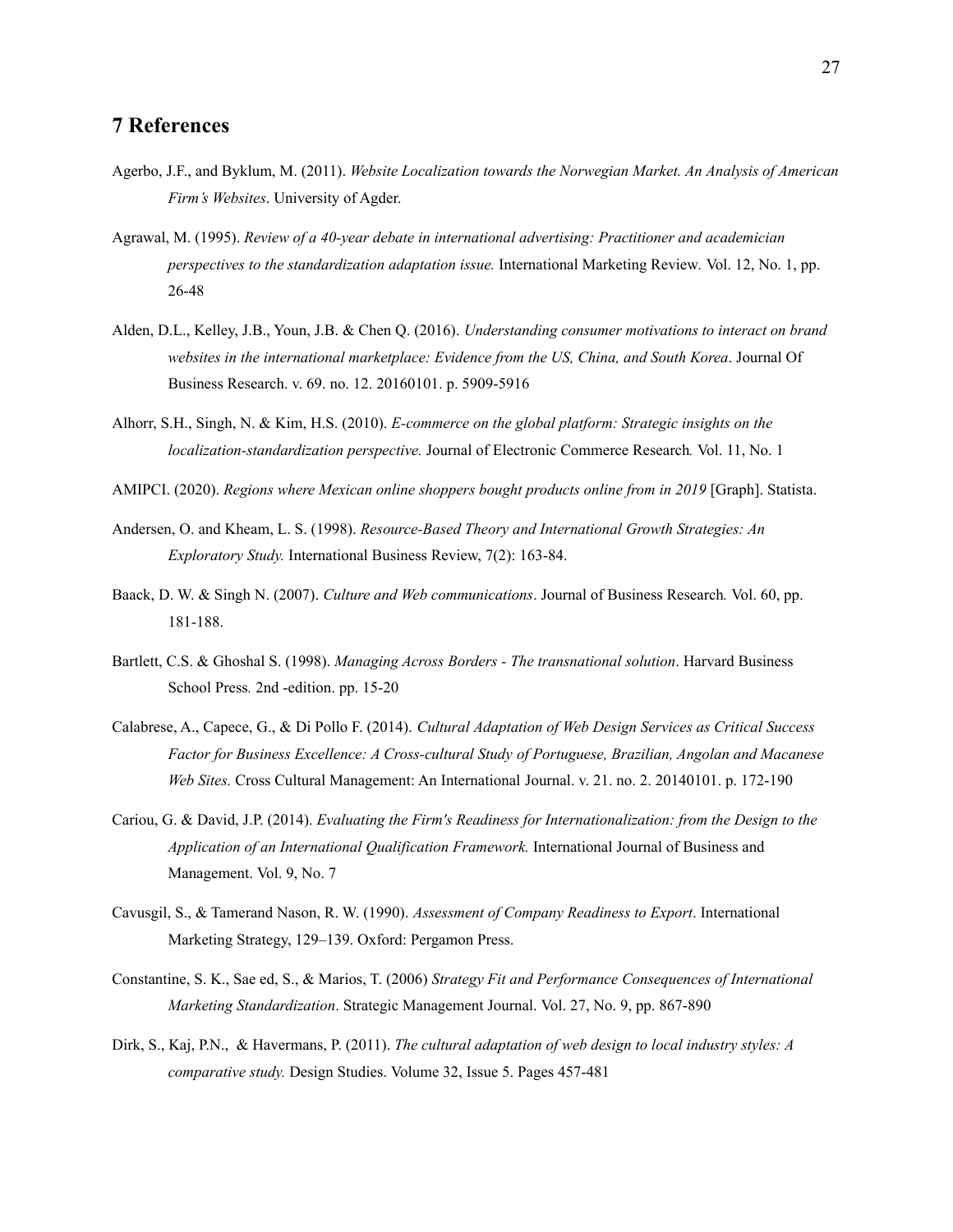# 7 References

Agerbo, J.F., and Byklum, M. (2011). *Website Localization towards the Norwegian Market. An Analysis of American Firm's Websites*. University of Agder.

Agrawal, M. (1995). *Review of a 40-year debate in international advertising: Practitioner and academician perspectives to the standardization adaptation issue.* International Marketing Review. Vol. 12, No. 1, pp. 26-48

Alden, D.L., Kelley, J.B., Youn, J.B. & Chen Q. (2016). *Understanding consumer motivations to interact on brand websites in the international marketplace: Evidence from the US, China, and South Korea*. Journal Of Business Research. v. 69. no. 12. 20160101. p. 5909-5916

Alhorr, S.H., Singh, N. & Kim, H.S. (2010). *E-commerce on the global platform: Strategic insights on the localization-standardization perspective.* Journal of Electronic Commerce Research. Vol. 11, No. 1

AMIPCI. (2020). *Regions where Mexican online shoppers bought products online from in 2019* [Graph]. Statista.

Andersen, O. and Kheam, L. S. (1998). *Resource-Based Theory and International Growth Strategies: An Exploratory Study.* International Business Review, 7(2): 163-84.

Baack, D. W. & Singh N. (2007). *Culture and Web communications*. Journal of Business Research. Vol. 60, pp. 181-188.

Bartlett, C.S. & Ghoshal S. (1998). *Managing Across Borders - The transnational solution*. Harvard Business School Press. 2nd -edition. pp. 15-20

Calabrese, A., Capece, G., & Di Pollo F. (2014). *Cultural Adaptation of Web Design Services as Critical Success Factor for Business Excellence: A Cross-cultural Study of Portuguese, Brazilian, Angolan and Macanese Web Sites.* Cross Cultural Management: An International Journal. v. 21. no. 2. 20140101. p. 172-190

Cariou, G. & David, J.P. (2014). *Evaluating the Firm's Readiness for Internationalization: from the Design to the Application of an International Qualification Framework.* International Journal of Business and Management. Vol. 9, No. 7

Cavusgil, S., & Tamerand Nason, R. W. (1990). *Assessment of Company Readiness to Export*. International Marketing Strategy, 129–139. Oxford: Pergamon Press.

Constantine, S. K., Sae ed, S., & Marios, T. (2006) *Strategy Fit and Performance Consequences of International Marketing Standardization*. Strategic Management Journal. Vol. 27, No. 9, pp. 867-890

Dirk, S., Kaj, P.N., & Havermans, P. (2011). *The cultural adaptation of web design to local industry styles: A comparative study.* Design Studies. Volume 32, Issue 5. Pages 457-481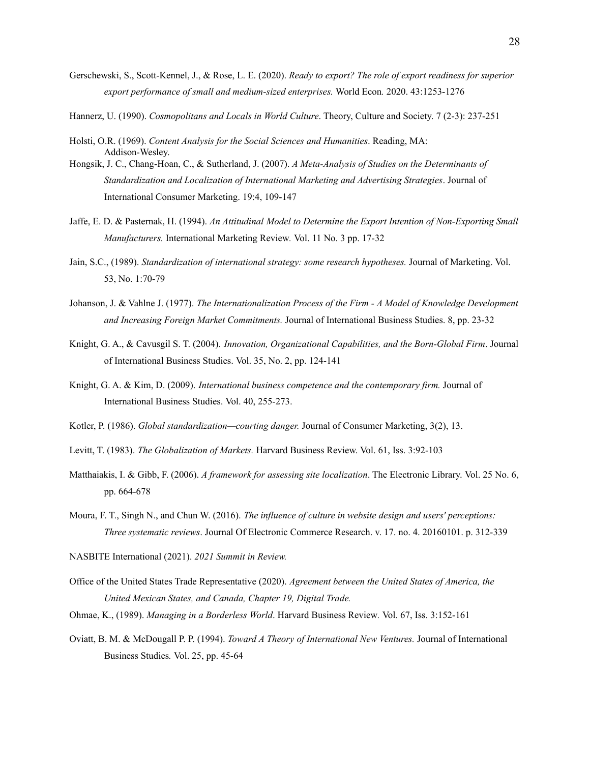Gerschewski, S., Scott-Kennel, J., & Rose, L. E. (2020). *Ready to export? The role of export readiness for superior export performance of small and medium-sized enterprises.* World Econ*.* 2020. 43:1253-1276

Hannerz, U. (1990). *Cosmopolitans and Locals in World Culture*. Theory, Culture and Society. 7 (2-3): 237-251

Holsti, O.R. (1969). *Content Analysis for the Social Sciences and Humanities*. Reading, MA: Addison-Wesley.

Hongsik, J. C., Chang-Hoan, C., & Sutherland, J. (2007). *A Meta-Analysis of Studies on the Determinants of Standardization and Localization of International Marketing and Advertising Strategies*. Journal of International Consumer Marketing. 19:4, 109-147

Jaffe, E. D. & Pasternak, H. (1994). *An Attitudinal Model to Determine the Export Intention of Non-Exporting Small Manufacturers.* International Marketing Review*.* Vol. 11 No. 3 pp. 17-32

Jain, S.C., (1989). *Standardization of international strategy: some research hypotheses.* Journal of Marketing. Vol. 53, No. 1:70-79

Johanson, J. & Vahlne J. (1977). *The Internationalization Process of the Firm - A Model of Knowledge Development and Increasing Foreign Market Commitments.* Journal of International Business Studies. 8, pp. 23-32

Knight, G. A., & Cavusgil S. T. (2004). *Innovation, Organizational Capabilities, and the Born-Global Firm*. Journal of International Business Studies. Vol. 35, No. 2, pp. 124-141

Knight, G. A. & Kim, D. (2009). *International business competence and the contemporary firm.* Journal of International Business Studies. Vol. 40, 255-273.

Kotler, P. (1986). *Global standardization—courting danger.* Journal of Consumer Marketing, 3(2), 13.

Levitt, T. (1983). *The Globalization of Markets.* Harvard Business Review. Vol. 61, Iss. 3:92-103

Matthaiakis, I. & Gibb, F. (2006). *A framework for assessing site localization*. The Electronic Library. Vol. 25 No. 6, pp. 664-678

Moura, F. T., Singh N., and Chun W. (2016). *The influence of culture in website design and users' perceptions: Three systematic reviews*. Journal Of Electronic Commerce Research. v. 17. no. 4. 20160101. p. 312-339

NASBITE International (2021). *2021 Summit in Review.*

Office of the United States Trade Representative (2020). *Agreement between the United States of America, the United Mexican States, and Canada, Chapter 19, Digital Trade.*

Ohmae, K., (1989). *Managing in a Borderless World*. Harvard Business Review*.* Vol. 67, Iss. 3:152-161

Oviatt, B. M. & McDougall P. P. (1994). *Toward A Theory of International New Ventures.* Journal of International Business Studies*.* Vol. 25, pp. 45-64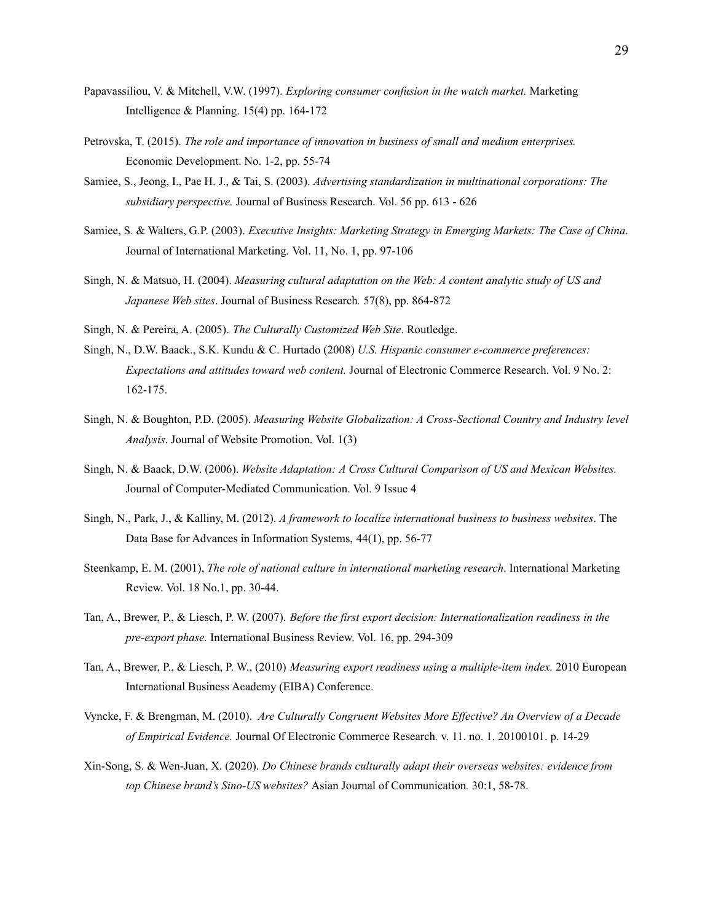Papavassiliou, V. & Mitchell, V.W. (1997). *Exploring consumer confusion in the watch market.* Marketing Intelligence & Planning. 15(4) pp. 164-172

Petrovska, T. (2015). *The role and importance of innovation in business of small and medium enterprises.* Economic Development. No. 1-2, pp. 55-74

Samiee, S., Jeong, I., Pae H. J., & Tai, S. (2003). *Advertising standardization in multinational corporations: The subsidiary perspective.* Journal of Business Research. Vol. 56 pp. 613 - 626

Samiee, S. & Walters, G.P. (2003). *Executive Insights: Marketing Strategy in Emerging Markets: The Case of China*. Journal of International Marketing*.* Vol. 11, No. 1, pp. 97-106

Singh, N. & Matsuo, H. (2004). *Measuring cultural adaptation on the Web: A content analytic study of US and Japanese Web sites*. Journal of Business Research*.* 57(8), pp. 864-872

Singh, N. & Pereira, A. (2005). *The Culturally Customized Web Site*. Routledge.

Singh, N., D.W. Baack., S.K. Kundu & C. Hurtado (2008) *U.S. Hispanic consumer e-commerce preferences: Expectations and attitudes toward web content.* Journal of Electronic Commerce Research. Vol. 9 No. 2: 162-175.

Singh, N. & Boughton, P.D. (2005). *Measuring Website Globalization: A Cross-Sectional Country and Industry level Analysis*. Journal of Website Promotion. Vol. 1(3)

Singh, N. & Baack, D.W. (2006). *Website Adaptation: A Cross Cultural Comparison of US and Mexican Websites.* Journal of Computer-Mediated Communication. Vol. 9 Issue 4

Singh, N., Park, J., & Kalliny, M. (2012). *A framework to localize international business to business websites*. The Data Base for Advances in Information Systems, 44(1), pp. 56-77

Steenkamp, E. M. (2001), *The role of national culture in international marketing research*. International Marketing Review. Vol. 18 No.1, pp. 30-44.

Tan, A., Brewer, P., & Liesch, P. W. (2007). *Before the first export decision: Internationalization readiness in the pre-export phase.* International Business Review. Vol. 16, pp. 294-309

Tan, A., Brewer, P., & Liesch, P. W., (2010) *Measuring export readiness using a multiple-item index*. 2010 European International Business Academy (EIBA) Conference.

Vyncke, F. & Brengman, M. (2010). *Are Culturally Congruent Websites More Effective? An Overview of a Decade of Empirical Evidence.* Journal Of Electronic Commerce Research*.* v. 11. no. 1. 20100101. p. 14-29

Xin-Song, S. & Wen-Juan, X. (2020). *Do Chinese brands culturally adapt their overseas websites: evidence from top Chinese brand's Sino-US websites?* Asian Journal of Communication*.* 30:1, 58-78.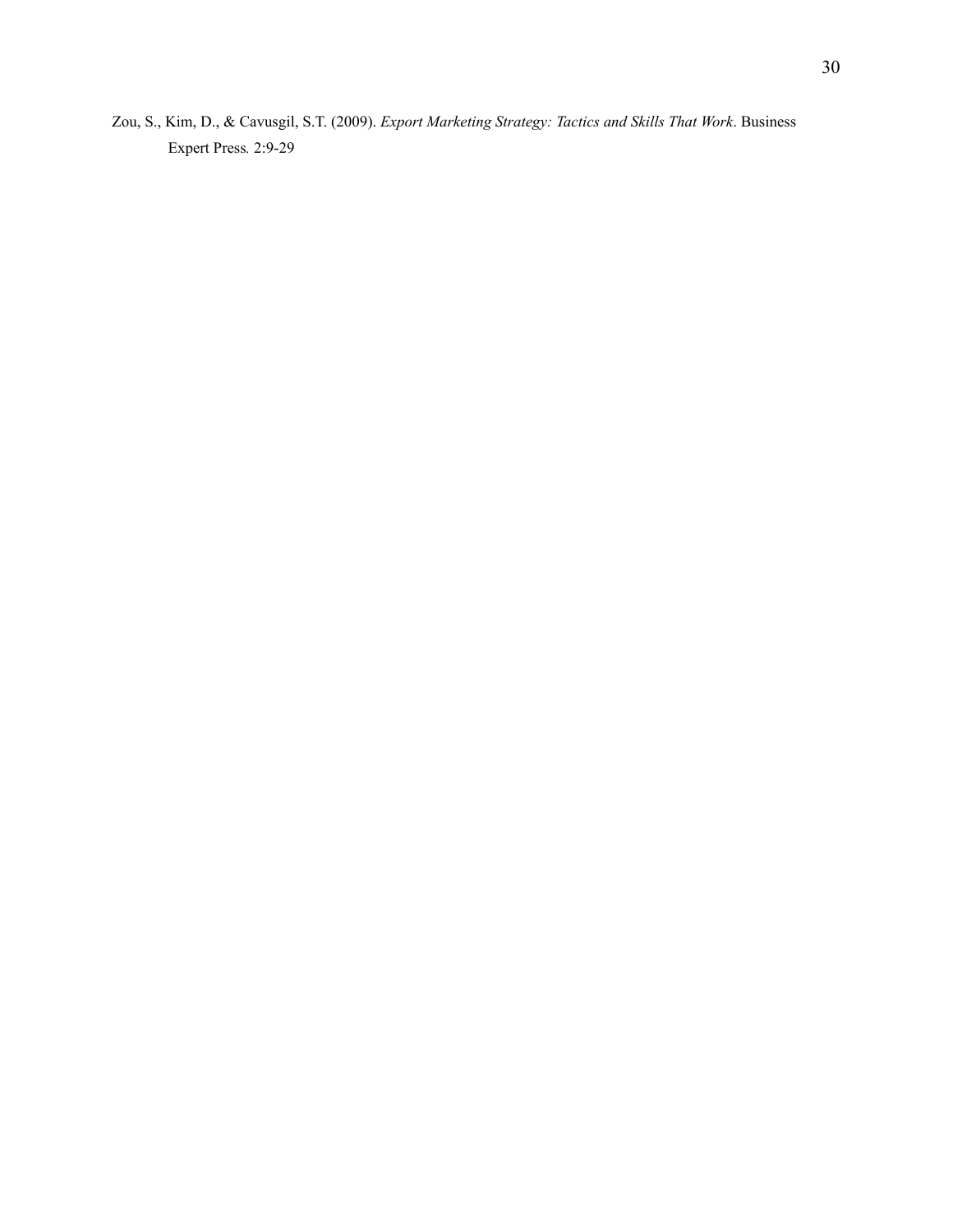Zou, S., Kim, D., & Cavusgil, S.T. (2009). *Export Marketing Strategy: Tactics and Skills That Work*. Business Expert Press*.* 2:9-29